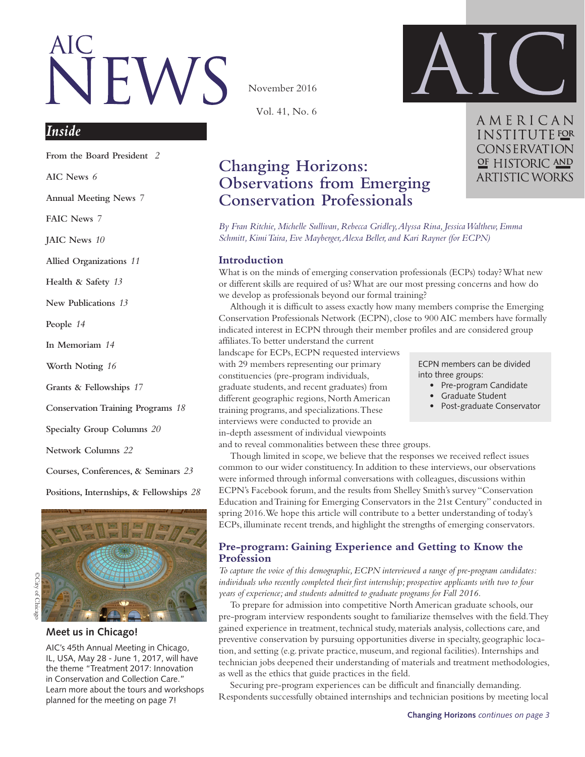# AIC NEWS

November 2016

Vol. 41, No. 6

AIC

AMERICAN INSTITUTE FOR CONSERVATION OF HISTORIC AND ARTISTIC WORKS

## *Inside*

- From the Board President *2*
- AIC News *6*
- Annual Meeting News *7*
- FAIC News *7*
- JAIC News *10*
- Allied Organizations *11*
- Health & Safety *13*
- New Publications *13*
- People *14*
- In Memoriam *14*
- Worth Noting *16*
- Grants & Fellowships *17*
- Conservation Training Programs *18*
- Specialty Group Columns *20*
- Network Columns *22*
- Courses, Conferences, & Seminars *23*
- Positions, Internships, & Fellowships *28*

©City of Chicago

**Meet us in Chicago!**

AIC's 45th Annual Meeting in Chicago, IL, USA, May 28 - June 1, 2017, will have the theme "Treatment 2017: Innovation in Conservation and Collection Care." Learn more about the tours and workshops planned for the meeting on page 7!

# Changing Horizons: Observations from Emerging Conservation Professionals

*By Fran Ritchie, Michelle Sullivan, Rebecca Gridley, Alyssa Rina, Jessica Walthew, Emma Schmitt, Kimi Taira, Eve Mayberger, Alexa Beller, and Kari Rayner (for ECPN)*

## Introduction

What is on the minds of emerging conservation professionals (ECPs) today? What new or different skills are required of us? What are our most pressing concerns and how do we develop as professionals beyond our formal training?

Although it is difficult to assess exactly how many members comprise the Emerging Conservation Professionals Network (ECPN), close to 900 AIC members have formally indicated interest in ECPN through their member profiles and are considered group affiliates. To better understand the current landscape for ECPs, ECPN requested interviews with 29 members representing our primary constituencies (pre-program individuals, graduate students, and recent graduates) from different geographic regions, North American training programs, and specializations. These interviews were conducted to provide an in-depth assessment of individual viewpoints and to reveal commonalities between these three groups.

> ECPN members can be divided into three groups:
> - Pre-program Candidate
> - Graduate Student
> - Post-graduate Conservator

Though limited in scope, we believe that the responses we received reflect issues common to our wider constituency. In addition to these interviews, our observations were informed through informal conversations with colleagues, discussions within ECPN's Facebook forum, and the results from Shelley Smith's survey "Conservation Education and Training for Emerging Conservators in the 21st Century" conducted in spring 2016. We hope this article will contribute to a better understanding of today's ECPs, illuminate recent trends, and highlight the strengths of emerging conservators.

## Pre-program: Gaining Experience and Getting to Know the Profession

*To capture the voice of this demographic, ECPN interviewed a range of pre-program candidates: individuals who recently completed their first internship; prospective applicants with two to four years of experience; and students admitted to graduate programs for Fall 2016.*

To prepare for admission into competitive North American graduate schools, our pre-program interview respondents sought to familiarize themselves with the field. They gained experience in treatment, technical study, materials analysis, collections care, and preventive conservation by pursuing opportunities diverse in specialty, geographic location, and setting (e.g. private practice, museum, and regional facilities). Internships and technician jobs deepened their understanding of materials and treatment methodologies, as well as the ethics that guide practices in the field.

Securing pre-program experiences can be difficult and financially demanding. Respondents successfully obtained internships and technician positions by meeting local

**Changing Horizons** *continues on page 3*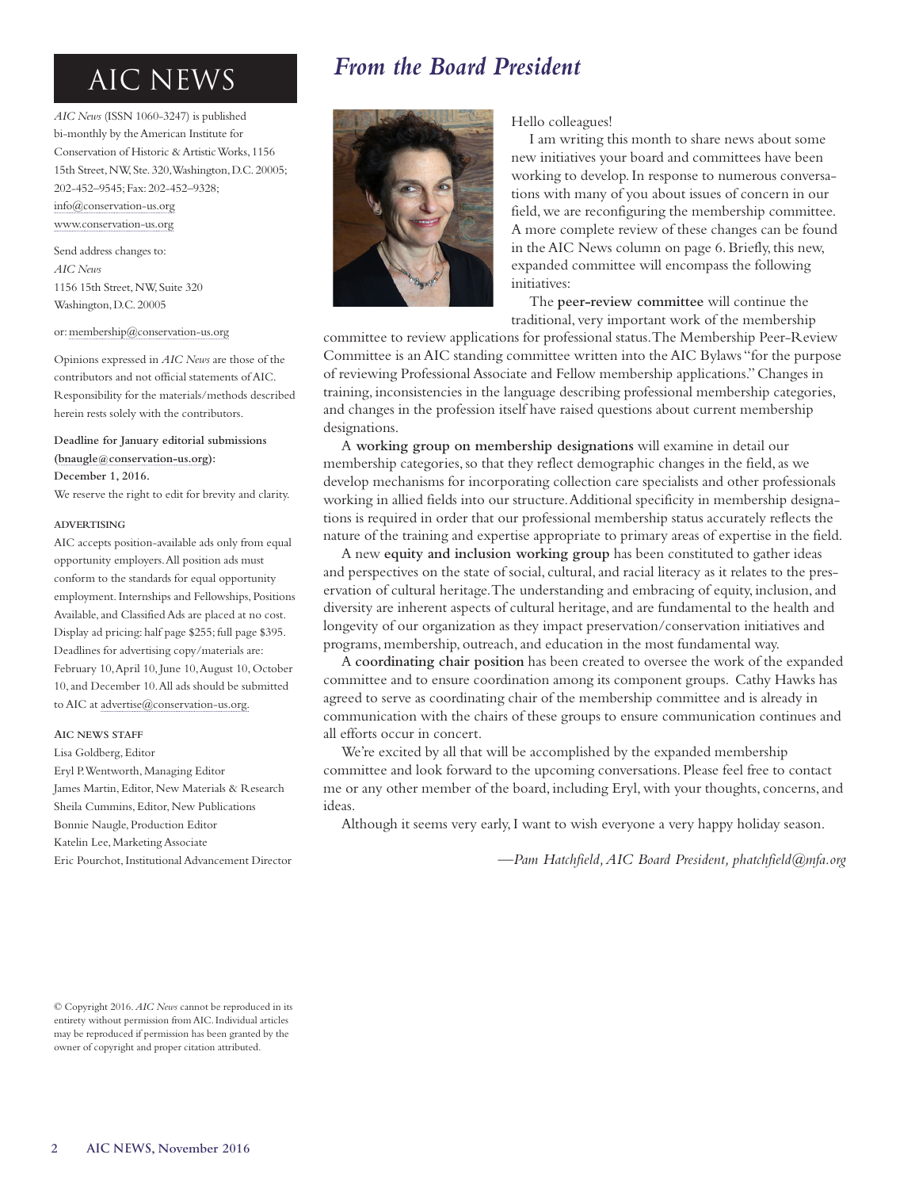# AIC NEWS

*AIC News* (ISSN 1060-3247) is published bi-monthly by the American Institute for Conservation of Historic & Artistic Works, 1156 15th Street, NW, Ste. 320, Washington, D.C. 20005; 202-452–9545; Fax: 202-452–9328; info@conservation-us.org www.conservation-us.org

Send address changes to:
*AIC News*
1156 15th Street, NW, Suite 320
Washington, D.C. 20005

or: membership@conservation-us.org

Opinions expressed in *AIC News* are those of the contributors and not official statements of AIC. Responsibility for the materials/methods described herein rests solely with the contributors.

**Deadline for January editorial submissions (bnaugle@conservation-us.org): December 1, 2016.**
We reserve the right to edit for brevity and clarity.

### ADVERTISING

AIC accepts position-available ads only from equal opportunity employers. All position ads must conform to the standards for equal opportunity employment. Internships and Fellowships, Positions Available, and Classified Ads are placed at no cost. Display ad pricing: half page $255; full page $395. Deadlines for advertising copy/materials are: February 10, April 10, June 10, August 10, October 10, and December 10. All ads should be submitted to AIC at advertise@conservation-us.org.

### AIC NEWS STAFF

Lisa Goldberg, Editor
Eryl P. Wentworth, Managing Editor
James Martin, Editor, New Materials & Research
Sheila Cummins, Editor, New Publications
Bonnie Naugle, Production Editor
Katelin Lee, Marketing Associate
Eric Pourchot, Institutional Advancement Director

© Copyright 2016. *AIC News* cannot be reproduced in its entirety without permission from AIC. Individual articles may be reproduced if permission has been granted by the owner of copyright and proper citation attributed.

## *From the Board President*

Hello colleagues!

I am writing this month to share news about some new initiatives your board and committees have been working to develop. In response to numerous conversations with many of you about issues of concern in our field, we are reconfiguring the membership committee. A more complete review of these changes can be found in the AIC News column on page 6. Briefly, this new, expanded committee will encompass the following initiatives:

The **peer-review committee** will continue the traditional, very important work of the membership committee to review applications for professional status. The Membership Peer-Review Committee is an AIC standing committee written into the AIC Bylaws "for the purpose of reviewing Professional Associate and Fellow membership applications." Changes in training, inconsistencies in the language describing professional membership categories, and changes in the profession itself have raised questions about current membership designations.

A **working group on membership designations** will examine in detail our membership categories, so that they reflect demographic changes in the field, as we develop mechanisms for incorporating collection care specialists and other professionals working in allied fields into our structure. Additional specificity in membership designations is required in order that our professional membership status accurately reflects the nature of the training and expertise appropriate to primary areas of expertise in the field.

A new **equity and inclusion working group** has been constituted to gather ideas and perspectives on the state of social, cultural, and racial literacy as it relates to the preservation of cultural heritage. The understanding and embracing of equity, inclusion, and diversity are inherent aspects of cultural heritage, and are fundamental to the health and longevity of our organization as they impact preservation/conservation initiatives and programs, membership, outreach, and education in the most fundamental way.

A **coordinating chair position** has been created to oversee the work of the expanded committee and to ensure coordination among its component groups. Cathy Hawks has agreed to serve as coordinating chair of the membership committee and is already in communication with the chairs of these groups to ensure communication continues and all efforts occur in concert.

We're excited by all that will be accomplished by the expanded membership committee and look forward to the upcoming conversations. Please feel free to contact me or any other member of the board, including Eryl, with your thoughts, concerns, and ideas.

Although it seems very early, I want to wish everyone a very happy holiday season.

*—Pam Hatchfield, AIC Board President, phatchfield@mfa.org*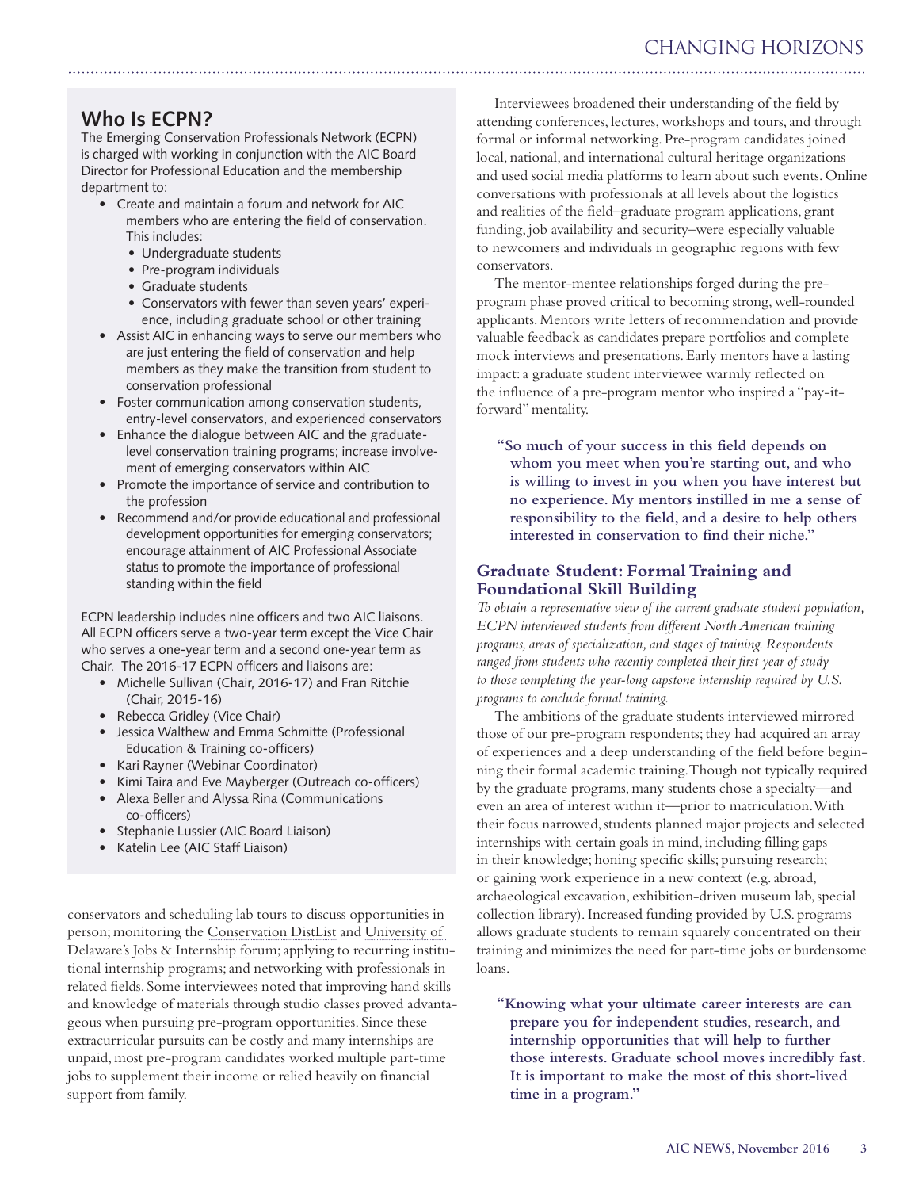## Who Is ECPN?

The Emerging Conservation Professionals Network (ECPN) is charged with working in conjunction with the AIC Board Director for Professional Education and the membership department to:

- Create and maintain a forum and network for AIC members who are entering the field of conservation. This includes:
  - Undergraduate students
  - Pre-program individuals
  - Graduate students
  - Conservators with fewer than seven years' experience, including graduate school or other training
- Assist AIC in enhancing ways to serve our members who are just entering the field of conservation and help members as they make the transition from student to conservation professional
- Foster communication among conservation students, entry-level conservators, and experienced conservators
- Enhance the dialogue between AIC and the graduate-level conservation training programs; increase involvement of emerging conservators within AIC
- Promote the importance of service and contribution to the profession
- Recommend and/or provide educational and professional development opportunities for emerging conservators; encourage attainment of AIC Professional Associate status to promote the importance of professional standing within the field

ECPN leadership includes nine officers and two AIC liaisons. All ECPN officers serve a two-year term except the Vice Chair who serves a one-year term and a second one-year term as Chair. The 2016-17 ECPN officers and liaisons are:

- Michelle Sullivan (Chair, 2016-17) and Fran Ritchie (Chair, 2015-16)
- Rebecca Gridley (Vice Chair)
- Jessica Walthew and Emma Schmitte (Professional Education & Training co-officers)
- Kari Rayner (Webinar Coordinator)
- Kimi Taira and Eve Mayberger (Outreach co-officers)
- Alexa Beller and Alyssa Rina (Communications co-officers)
- Stephanie Lussier (AIC Board Liaison)
- Katelin Lee (AIC Staff Liaison)

conservators and scheduling lab tours to discuss opportunities in person; monitoring the Conservation DistList and University of Delaware's Jobs & Internship forum; applying to recurring institutional internship programs; and networking with professionals in related fields. Some interviewees noted that improving hand skills and knowledge of materials through studio classes proved advantageous when pursuing pre-program opportunities. Since these extracurricular pursuits can be costly and many internships are unpaid, most pre-program candidates worked multiple part-time jobs to supplement their income or relied heavily on financial support from family.

Interviewees broadened their understanding of the field by attending conferences, lectures, workshops and tours, and through formal or informal networking. Pre-program candidates joined local, national, and international cultural heritage organizations and used social media platforms to learn about such events. Online conversations with professionals at all levels about the logistics and realities of the field–graduate program applications, grant funding, job availability and security–were especially valuable to newcomers and individuals in geographic regions with few conservators.

The mentor-mentee relationships forged during the pre-program phase proved critical to becoming strong, well-rounded applicants. Mentors write letters of recommendation and provide valuable feedback as candidates prepare portfolios and complete mock interviews and presentations. Early mentors have a lasting impact: a graduate student interviewee warmly reflected on the influence of a pre-program mentor who inspired a "pay-it-forward" mentality.

> **"So much of your success in this field depends on whom you meet when you're starting out, and who is willing to invest in you when you have interest but no experience. My mentors instilled in me a sense of responsibility to the field, and a desire to help others interested in conservation to find their niche."**

### Graduate Student: Formal Training and Foundational Skill Building

*To obtain a representative view of the current graduate student population, ECPN interviewed students from different North American training programs, areas of specialization, and stages of training. Respondents ranged from students who recently completed their first year of study to those completing the year-long capstone internship required by U.S. programs to conclude formal training.*

The ambitions of the graduate students interviewed mirrored those of our pre-program respondents; they had acquired an array of experiences and a deep understanding of the field before beginning their formal academic training. Though not typically required by the graduate programs, many students chose a specialty—and even an area of interest within it—prior to matriculation. With their focus narrowed, students planned major projects and selected internships with certain goals in mind, including filling gaps in their knowledge; honing specific skills; pursuing research; or gaining work experience in a new context (e.g. abroad, archaeological excavation, exhibition-driven museum lab, special collection library). Increased funding provided by U.S. programs allows graduate students to remain squarely concentrated on their training and minimizes the need for part-time jobs or burdensome loans.

> **"Knowing what your ultimate career interests are can prepare you for independent studies, research, and internship opportunities that will help to further those interests. Graduate school moves incredibly fast. It is important to make the most of this short-lived time in a program."**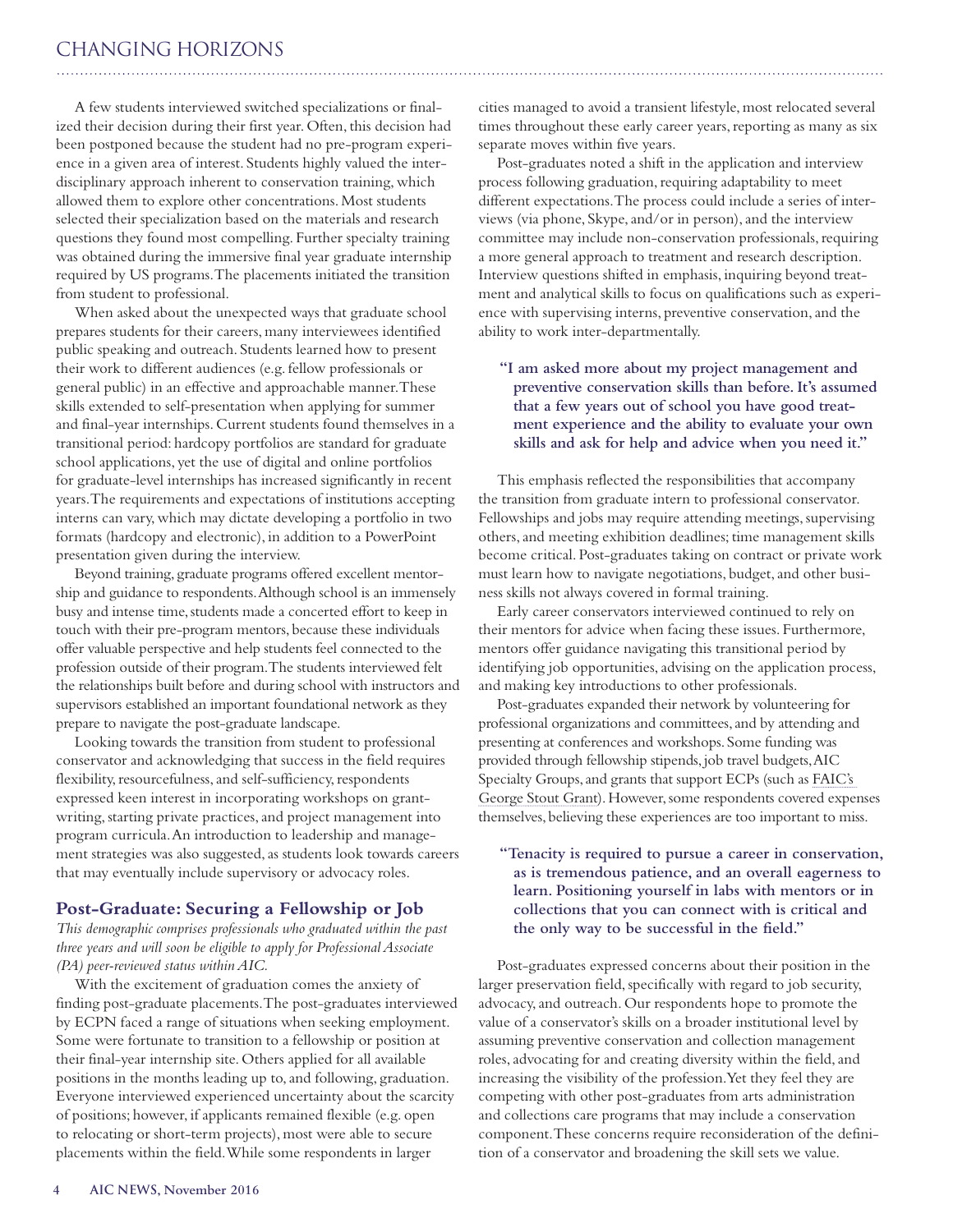A few students interviewed switched specializations or finalized their decision during their first year. Often, this decision had been postponed because the student had no pre-program experience in a given area of interest. Students highly valued the interdisciplinary approach inherent to conservation training, which allowed them to explore other concentrations. Most students selected their specialization based on the materials and research questions they found most compelling. Further specialty training was obtained during the immersive final year graduate internship required by US programs. The placements initiated the transition from student to professional.

When asked about the unexpected ways that graduate school prepares students for their careers, many interviewees identified public speaking and outreach. Students learned how to present their work to different audiences (e.g. fellow professionals or general public) in an effective and approachable manner. These skills extended to self-presentation when applying for summer and final-year internships. Current students found themselves in a transitional period: hardcopy portfolios are standard for graduate school applications, yet the use of digital and online portfolios for graduate-level internships has increased significantly in recent years. The requirements and expectations of institutions accepting interns can vary, which may dictate developing a portfolio in two formats (hardcopy and electronic), in addition to a PowerPoint presentation given during the interview.

Beyond training, graduate programs offered excellent mentorship and guidance to respondents. Although school is an immensely busy and intense time, students made a concerted effort to keep in touch with their pre-program mentors, because these individuals offer valuable perspective and help students feel connected to the profession outside of their program. The students interviewed felt the relationships built before and during school with instructors and supervisors established an important foundational network as they prepare to navigate the post-graduate landscape.

Looking towards the transition from student to professional conservator and acknowledging that success in the field requires flexibility, resourcefulness, and self-sufficiency, respondents expressed keen interest in incorporating workshops on grant-writing, starting private practices, and project management into program curricula. An introduction to leadership and management strategies was also suggested, as students look towards careers that may eventually include supervisory or advocacy roles.

## Post-Graduate: Securing a Fellowship or Job

*This demographic comprises professionals who graduated within the past three years and will soon be eligible to apply for Professional Associate (PA) peer-reviewed status within AIC.*

With the excitement of graduation comes the anxiety of finding post-graduate placements. The post-graduates interviewed by ECPN faced a range of situations when seeking employment. Some were fortunate to transition to a fellowship or position at their final-year internship site. Others applied for all available positions in the months leading up to, and following, graduation. Everyone interviewed experienced uncertainty about the scarcity of positions; however, if applicants remained flexible (e.g. open to relocating or short-term projects), most were able to secure placements within the field. While some respondents in larger cities managed to avoid a transient lifestyle, most relocated several times throughout these early career years, reporting as many as six separate moves within five years.

Post-graduates noted a shift in the application and interview process following graduation, requiring adaptability to meet different expectations. The process could include a series of interviews (via phone, Skype, and/or in person), and the interview committee may include non-conservation professionals, requiring a more general approach to treatment and research description. Interview questions shifted in emphasis, inquiring beyond treatment and analytical skills to focus on qualifications such as experience with supervising interns, preventive conservation, and the ability to work inter-departmentally.

> **"I am asked more about my project management and preventive conservation skills than before. It's assumed that a few years out of school you have good treatment experience and the ability to evaluate your own skills and ask for help and advice when you need it."**

This emphasis reflected the responsibilities that accompany the transition from graduate intern to professional conservator. Fellowships and jobs may require attending meetings, supervising others, and meeting exhibition deadlines; time management skills become critical. Post-graduates taking on contract or private work must learn how to navigate negotiations, budget, and other business skills not always covered in formal training.

Early career conservators interviewed continued to rely on their mentors for advice when facing these issues. Furthermore, mentors offer guidance navigating this transitional period by identifying job opportunities, advising on the application process, and making key introductions to other professionals.

Post-graduates expanded their network by volunteering for professional organizations and committees, and by attending and presenting at conferences and workshops. Some funding was provided through fellowship stipends, job travel budgets, AIC Specialty Groups, and grants that support ECPs (such as FAIC's George Stout Grant). However, some respondents covered expenses themselves, believing these experiences are too important to miss.

> **"Tenacity is required to pursue a career in conservation, as is tremendous patience, and an overall eagerness to learn. Positioning yourself in labs with mentors or in collections that you can connect with is critical and the only way to be successful in the field."**

Post-graduates expressed concerns about their position in the larger preservation field, specifically with regard to job security, advocacy, and outreach. Our respondents hope to promote the value of a conservator's skills on a broader institutional level by assuming preventive conservation and collection management roles, advocating for and creating diversity within the field, and increasing the visibility of the profession. Yet they feel they are competing with other post-graduates from arts administration and collections care programs that may include a conservation component. These concerns require reconsideration of the definition of a conservator and broadening the skill sets we value.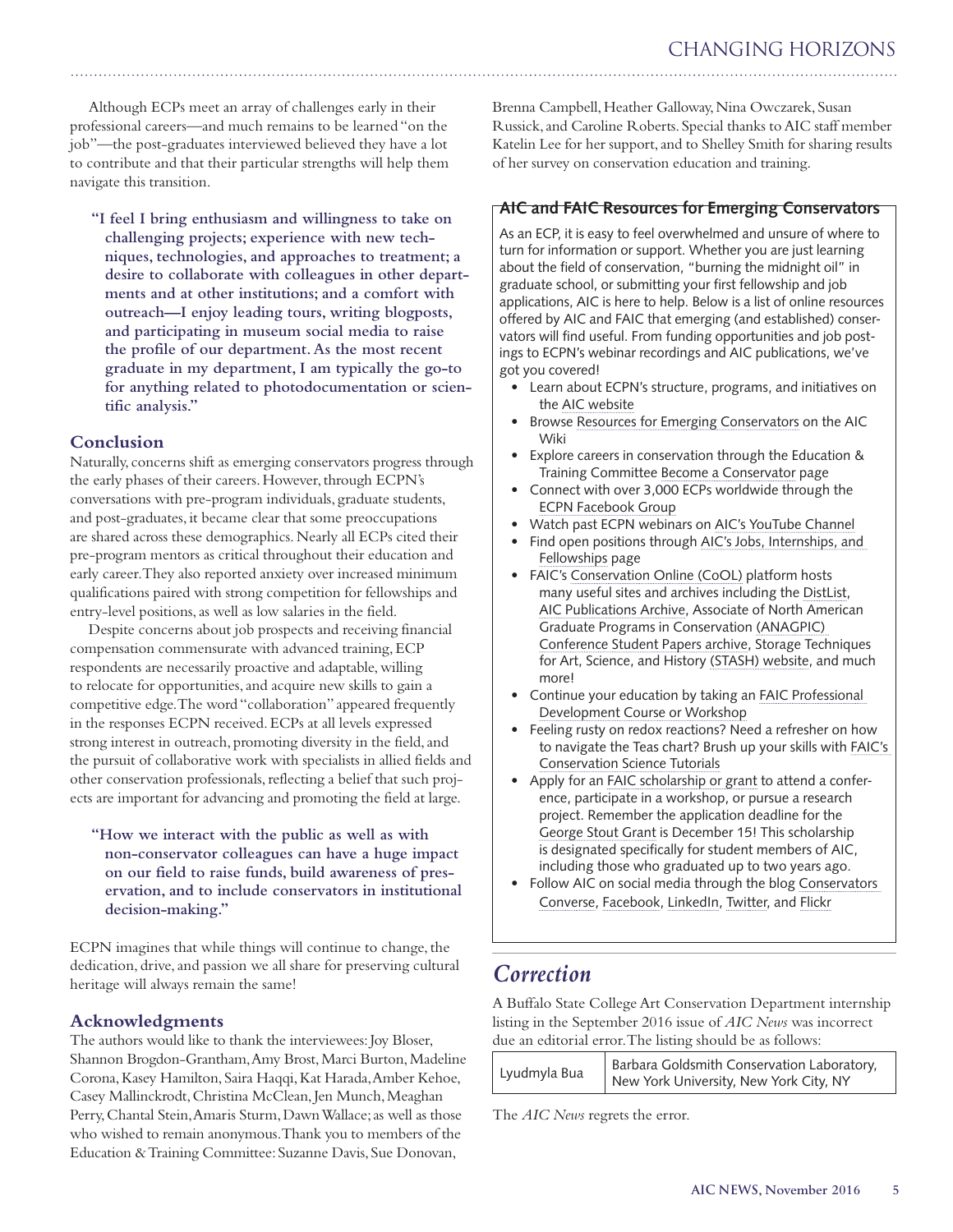Although ECPs meet an array of challenges early in their professional careers—and much remains to be learned "on the job"—the post-graduates interviewed believed they have a lot to contribute and that their particular strengths will help them navigate this transition.

> **"I feel I bring enthusiasm and willingness to take on challenging projects; experience with new techniques, technologies, and approaches to treatment; a desire to collaborate with colleagues in other departments and at other institutions; and a comfort with outreach—I enjoy leading tours, writing blogposts, and participating in museum social media to raise the profile of our department. As the most recent graduate in my department, I am typically the go-to for anything related to photodocumentation or scientific analysis."**

## Conclusion

Naturally, concerns shift as emerging conservators progress through the early phases of their careers. However, through ECPN's conversations with pre-program individuals, graduate students, and post-graduates, it became clear that some preoccupations are shared across these demographics. Nearly all ECPs cited their pre-program mentors as critical throughout their education and early career. They also reported anxiety over increased minimum qualifications paired with strong competition for fellowships and entry-level positions, as well as low salaries in the field.

Despite concerns about job prospects and receiving financial compensation commensurate with advanced training, ECP respondents are necessarily proactive and adaptable, willing to relocate for opportunities, and acquire new skills to gain a competitive edge. The word "collaboration" appeared frequently in the responses ECPN received. ECPs at all levels expressed strong interest in outreach, promoting diversity in the field, and the pursuit of collaborative work with specialists in allied fields and other conservation professionals, reflecting a belief that such projects are important for advancing and promoting the field at large.

> **"How we interact with the public as well as with non-conservator colleagues can have a huge impact on our field to raise funds, build awareness of preservation, and to include conservators in institutional decision-making."**

ECPN imagines that while things will continue to change, the dedication, drive, and passion we all share for preserving cultural heritage will always remain the same!

## Acknowledgments

The authors would like to thank the interviewees: Joy Bloser, Shannon Brogdon-Grantham, Amy Brost, Marci Burton, Madeline Corona, Kasey Hamilton, Saira Haqqi, Kat Harada, Amber Kehoe, Casey Mallinckrodt, Christina McClean, Jen Munch, Meaghan Perry, Chantal Stein, Amaris Sturm, Dawn Wallace; as well as those who wished to remain anonymous. Thank you to members of the Education & Training Committee: Suzanne Davis, Sue Donovan, Brenna Campbell, Heather Galloway, Nina Owczarek, Susan Russick, and Caroline Roberts. Special thanks to AIC staff member Katelin Lee for her support, and to Shelley Smith for sharing results of her survey on conservation education and training.

### AIC and FAIC Resources for Emerging Conservators

As an ECP, it is easy to feel overwhelmed and unsure of where to turn for information or support. Whether you are just learning about the field of conservation, "burning the midnight oil" in graduate school, or submitting your first fellowship and job applications, AIC is here to help. Below is a list of online resources offered by AIC and FAIC that emerging (and established) conservators will find useful. From funding opportunities and job postings to ECPN's webinar recordings and AIC publications, we've got you covered!

- Learn about ECPN's structure, programs, and initiatives on the AIC website
- Browse Resources for Emerging Conservators on the AIC Wiki
- Explore careers in conservation through the Education & Training Committee Become a Conservator page
- Connect with over 3,000 ECPs worldwide through the ECPN Facebook Group
- Watch past ECPN webinars on AIC's YouTube Channel
- Find open positions through AIC's Jobs, Internships, and Fellowships page
- FAIC's Conservation Online (CoOL) platform hosts many useful sites and archives including the DistList, AIC Publications Archive, Associate of North American Graduate Programs in Conservation (ANAGPIC) Conference Student Papers archive, Storage Techniques for Art, Science, and History (STASH) website, and much more!
- Continue your education by taking an FAIC Professional Development Course or Workshop
- Feeling rusty on redox reactions? Need a refresher on how to navigate the Teas chart? Brush up your skills with FAIC's Conservation Science Tutorials
- Apply for an FAIC scholarship or grant to attend a conference, participate in a workshop, or pursue a research project. Remember the application deadline for the George Stout Grant is December 15! This scholarship is designated specifically for student members of AIC, including those who graduated up to two years ago.
- Follow AIC on social media through the blog Conservators Converse, Facebook, LinkedIn, Twitter, and Flickr

## *Correction*

A Buffalo State College Art Conservation Department internship listing in the September 2016 issue of *AIC News* was incorrect due an editorial error. The listing should be as follows:

| | |
|---|---|
| Lyudmyla Bua | Barbara Goldsmith Conservation Laboratory, New York University, New York City, NY |

The *AIC News* regrets the error.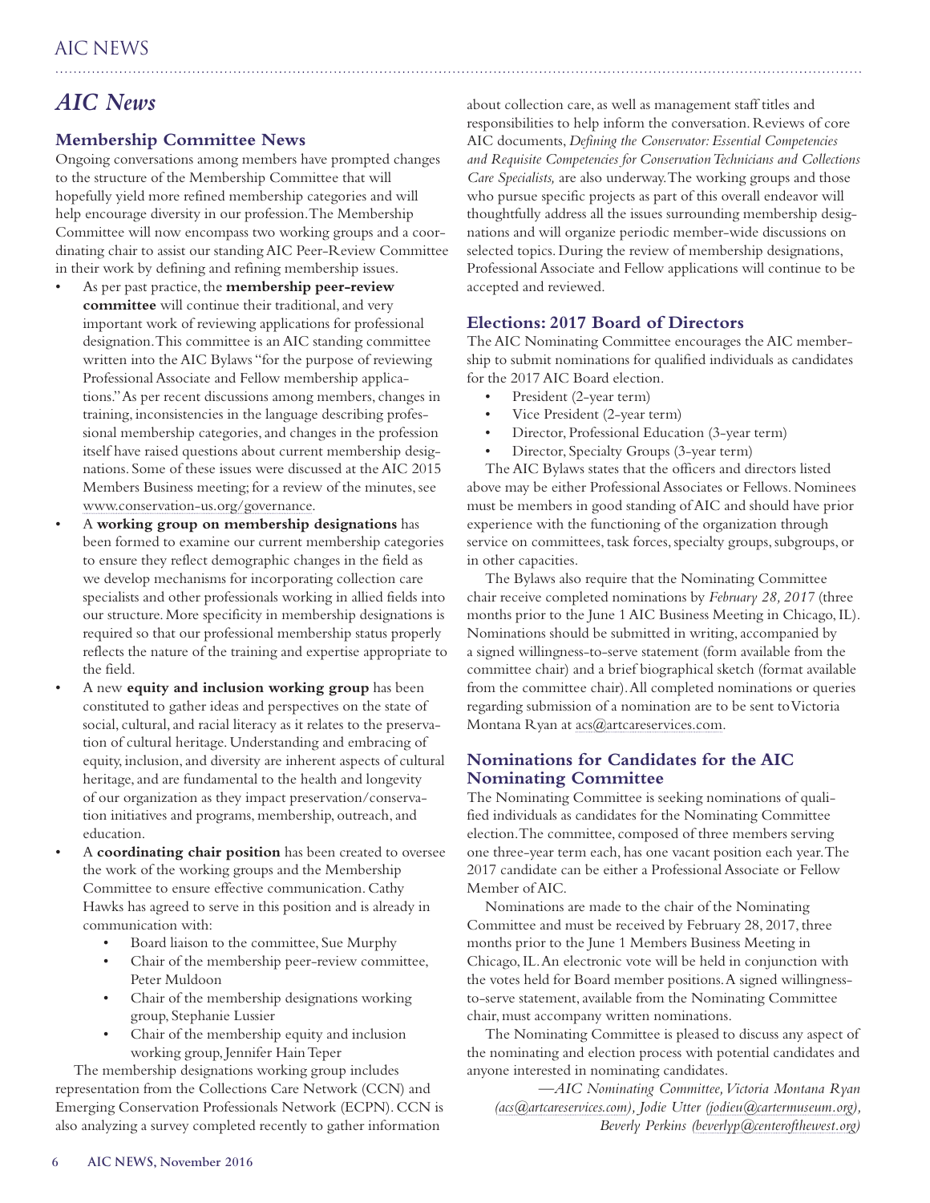# *AIC News*

## Membership Committee News

Ongoing conversations among members have prompted changes to the structure of the Membership Committee that will hopefully yield more refined membership categories and will help encourage diversity in our profession. The Membership Committee will now encompass two working groups and a coordinating chair to assist our standing AIC Peer-Review Committee in their work by defining and refining membership issues.

- As per past practice, the **membership peer-review committee** will continue their traditional, and very important work of reviewing applications for professional designation. This committee is an AIC standing committee written into the AIC Bylaws "for the purpose of reviewing Professional Associate and Fellow membership applications." As per recent discussions among members, changes in training, inconsistencies in the language describing professional membership categories, and changes in the profession itself have raised questions about current membership designations. Some of these issues were discussed at the AIC 2015 Members Business meeting; for a review of the minutes, see www.conservation-us.org/governance.
- A **working group on membership designations** has been formed to examine our current membership categories to ensure they reflect demographic changes in the field as we develop mechanisms for incorporating collection care specialists and other professionals working in allied fields into our structure. More specificity in membership designations is required so that our professional membership status properly reflects the nature of the training and expertise appropriate to the field.
- A new **equity and inclusion working group** has been constituted to gather ideas and perspectives on the state of social, cultural, and racial literacy as it relates to the preservation of cultural heritage. Understanding and embracing of equity, inclusion, and diversity are inherent aspects of cultural heritage, and are fundamental to the health and longevity of our organization as they impact preservation/conservation initiatives and programs, membership, outreach, and education.
- A **coordinating chair position** has been created to oversee the work of the working groups and the Membership Committee to ensure effective communication. Cathy Hawks has agreed to serve in this position and is already in communication with:
    - Board liaison to the committee, Sue Murphy
    - Chair of the membership peer-review committee, Peter Muldoon
    - Chair of the membership designations working group, Stephanie Lussier
    - Chair of the membership equity and inclusion working group, Jennifer Hain Teper

The membership designations working group includes representation from the Collections Care Network (CCN) and Emerging Conservation Professionals Network (ECPN). CCN is also analyzing a survey completed recently to gather information about collection care, as well as management staff titles and responsibilities to help inform the conversation. Reviews of core AIC documents, *Defining the Conservator: Essential Competencies and Requisite Competencies for Conservation Technicians and Collections Care Specialists,* are also underway. The working groups and those who pursue specific projects as part of this overall endeavor will thoughtfully address all the issues surrounding membership designations and will organize periodic member-wide discussions on selected topics. During the review of membership designations, Professional Associate and Fellow applications will continue to be accepted and reviewed.

## Elections: 2017 Board of Directors

The AIC Nominating Committee encourages the AIC membership to submit nominations for qualified individuals as candidates for the 2017 AIC Board election.

- President (2-year term)
- Vice President (2-year term)
- Director, Professional Education (3-year term)
- Director, Specialty Groups (3-year term)

The AIC Bylaws states that the officers and directors listed above may be either Professional Associates or Fellows. Nominees must be members in good standing of AIC and should have prior experience with the functioning of the organization through service on committees, task forces, specialty groups, subgroups, or in other capacities.

The Bylaws also require that the Nominating Committee chair receive completed nominations by *February 28, 2017* (three months prior to the June 1 AIC Business Meeting in Chicago, IL). Nominations should be submitted in writing, accompanied by a signed willingness-to-serve statement (form available from the committee chair) and a brief biographical sketch (format available from the committee chair). All completed nominations or queries regarding submission of a nomination are to be sent to Victoria Montana Ryan at acs@artcareservices.com.

## Nominations for Candidates for the AIC Nominating Committee

The Nominating Committee is seeking nominations of qualified individuals as candidates for the Nominating Committee election. The committee, composed of three members serving one three-year term each, has one vacant position each year. The 2017 candidate can be either a Professional Associate or Fellow Member of AIC.

Nominations are made to the chair of the Nominating Committee and must be received by February 28, 2017, three months prior to the June 1 Members Business Meeting in Chicago, IL. An electronic vote will be held in conjunction with the votes held for Board member positions. A signed willingness-to-serve statement, available from the Nominating Committee chair, must accompany written nominations.

The Nominating Committee is pleased to discuss any aspect of the nominating and election process with potential candidates and anyone interested in nominating candidates.

*—AIC Nominating Committee, Victoria Montana Ryan (acs@artcareservices.com), Jodie Utter (jodieu@cartermuseum.org), Beverly Perkins (beverlyp@centerofthewest.org)*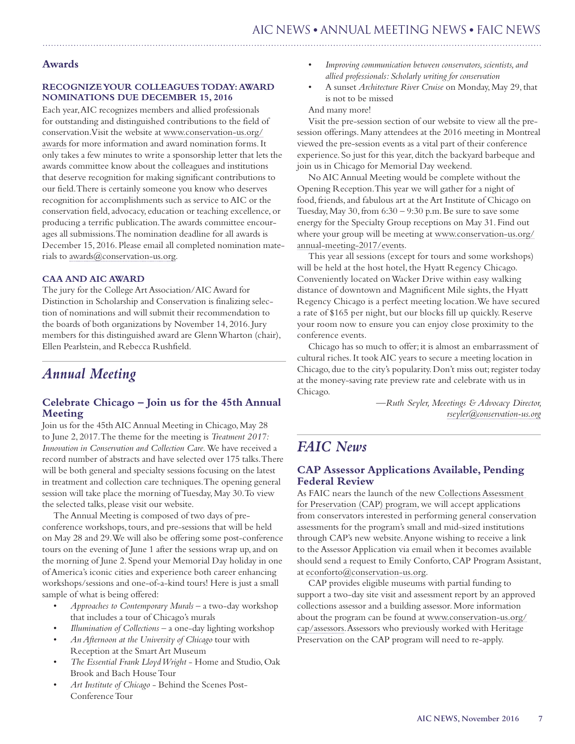## Awards

### RECOGNIZE YOUR COLLEAGUES TODAY: AWARD NOMINATIONS DUE DECEMBER 15, 2016

Each year, AIC recognizes members and allied professionals for outstanding and distinguished contributions to the field of conservation. Visit the website at www.conservation-us.org/awards for more information and award nomination forms. It only takes a few minutes to write a sponsorship letter that lets the awards committee know about the colleagues and institutions that deserve recognition for making significant contributions to our field. There is certainly someone you know who deserves recognition for accomplishments such as service to AIC or the conservation field, advocacy, education or teaching excellence, or producing a terrific publication. The awards committee encourages all submissions. The nomination deadline for all awards is December 15, 2016. Please email all completed nomination materials to awards@conservation-us.org.

### CAA AND AIC AWARD

The jury for the College Art Association/AIC Award for Distinction in Scholarship and Conservation is finalizing selection of nominations and will submit their recommendation to the boards of both organizations by November 14, 2016. Jury members for this distinguished award are Glenn Wharton (chair), Ellen Pearlstein, and Rebecca Rushfield.

# *Annual Meeting*

## Celebrate Chicago – Join us for the 45th Annual Meeting

Join us for the 45th AIC Annual Meeting in Chicago, May 28 to June 2, 2017. The theme for the meeting is *Treatment 2017: Innovation in Conservation and Collection Care.* We have received a record number of abstracts and have selected over 175 talks. There will be both general and specialty sessions focusing on the latest in treatment and collection care techniques. The opening general session will take place the morning of Tuesday, May 30. To view the selected talks, please visit our website.

The Annual Meeting is composed of two days of pre-conference workshops, tours, and pre-sessions that will be held on May 28 and 29. We will also be offering some post-conference tours on the evening of June 1 after the sessions wrap up, and on the morning of June 2. Spend your Memorial Day holiday in one of America's iconic cities and experience both career enhancing workshops/sessions and one-of-a-kind tours! Here is just a small sample of what is being offered:

- *Approaches to Contemporary Murals* – a two-day workshop that includes a tour of Chicago's murals
- *Illumination of Collections* – a one-day lighting workshop
- *An Afternoon at the University of Chicago* tour with Reception at the Smart Art Museum
- *The Essential Frank Lloyd Wright* - Home and Studio, Oak Brook and Bach House Tour
- *Art Institute of Chicago* - Behind the Scenes Post-Conference Tour
- *Improving communication between conservators, scientists, and allied professionals: Scholarly writing for conservation*
- A sunset *Architecture River Cruise* on Monday, May 29, that is not to be missed

And many more!

Visit the pre-session section of our website to view all the pre-session offerings. Many attendees at the 2016 meeting in Montreal viewed the pre-session events as a vital part of their conference experience. So just for this year, ditch the backyard barbeque and join us in Chicago for Memorial Day weekend.

No AIC Annual Meeting would be complete without the Opening Reception. This year we will gather for a night of food, friends, and fabulous art at the Art Institute of Chicago on Tuesday, May 30, from 6:30 – 9:30 p.m. Be sure to save some energy for the Specialty Group receptions on May 31. Find out where your group will be meeting at www.conservation-us.org/annual-meeting-2017/events.

This year all sessions (except for tours and some workshops) will be held at the host hotel, the Hyatt Regency Chicago. Conveniently located on Wacker Drive within easy walking distance of downtown and Magnificent Mile sights, the Hyatt Regency Chicago is a perfect meeting location. We have secured a rate of $165 per night, but our blocks fill up quickly. Reserve your room now to ensure you can enjoy close proximity to the conference events.

Chicago has so much to offer; it is almost an embarrassment of cultural riches. It took AIC years to secure a meeting location in Chicago, due to the city's popularity. Don't miss out; register today at the money-saving rate preview rate and celebrate with us in Chicago.

*—Ruth Seyler, Meeetings & Advocacy Director, rseyler@conservation-us.org*

# *FAIC News*

## CAP Assessor Applications Available, Pending Federal Review

As FAIC nears the launch of the new Collections Assessment for Preservation (CAP) program, we will accept applications from conservators interested in performing general conservation assessments for the program's small and mid-sized institutions through CAP's new website. Anyone wishing to receive a link to the Assessor Application via email when it becomes available should send a request to Emily Conforto, CAP Program Assistant, at econforto@conservation-us.org.

CAP provides eligible museums with partial funding to support a two-day site visit and assessment report by an approved collections assessor and a building assessor. More information about the program can be found at www.conservation-us.org/cap/assessors. Assessors who previously worked with Heritage Preservation on the CAP program will need to re-apply.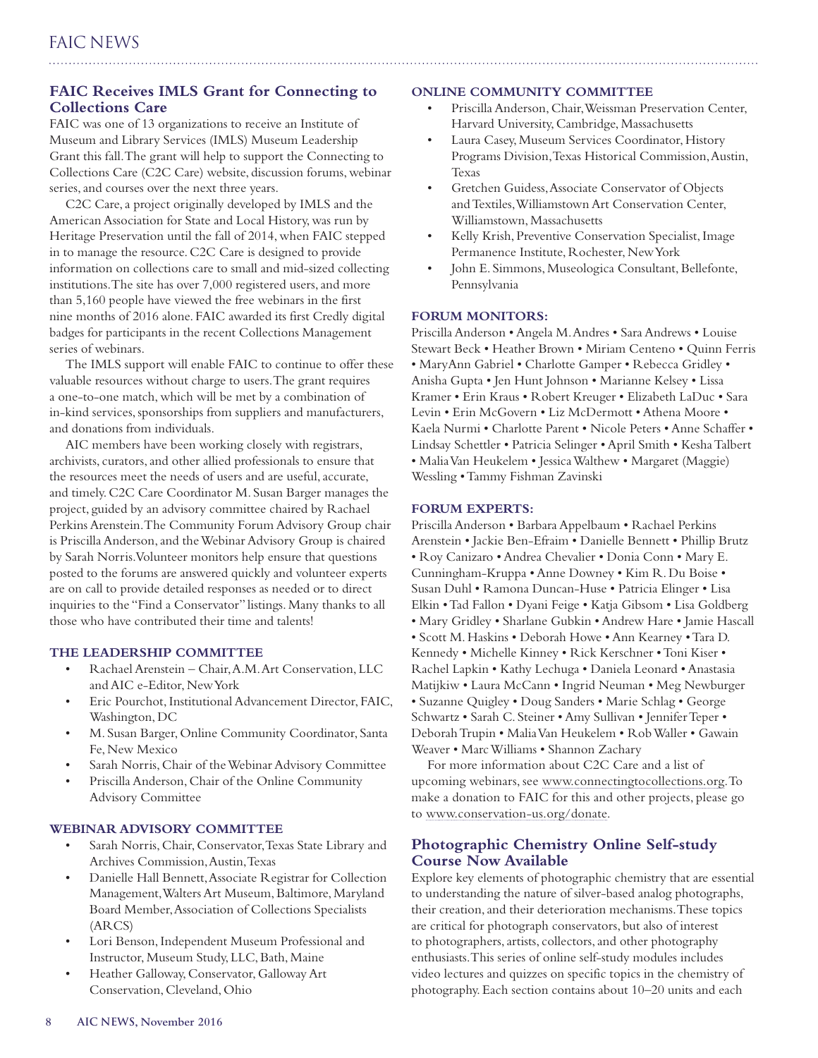## FAIC Receives IMLS Grant for Connecting to Collections Care

FAIC was one of 13 organizations to receive an Institute of Museum and Library Services (IMLS) Museum Leadership Grant this fall. The grant will help to support the Connecting to Collections Care (C2C Care) website, discussion forums, webinar series, and courses over the next three years.

C2C Care, a project originally developed by IMLS and the American Association for State and Local History, was run by Heritage Preservation until the fall of 2014, when FAIC stepped in to manage the resource. C2C Care is designed to provide information on collections care to small and mid-sized collecting institutions. The site has over 7,000 registered users, and more than 5,160 people have viewed the free webinars in the first nine months of 2016 alone. FAIC awarded its first Credly digital badges for participants in the recent Collections Management series of webinars.

The IMLS support will enable FAIC to continue to offer these valuable resources without charge to users. The grant requires a one-to-one match, which will be met by a combination of in-kind services, sponsorships from suppliers and manufacturers, and donations from individuals.

AIC members have been working closely with registrars, archivists, curators, and other allied professionals to ensure that the resources meet the needs of users and are useful, accurate, and timely. C2C Care Coordinator M. Susan Barger manages the project, guided by an advisory committee chaired by Rachael Perkins Arenstein. The Community Forum Advisory Group chair is Priscilla Anderson, and the Webinar Advisory Group is chaired by Sarah Norris. Volunteer monitors help ensure that questions posted to the forums are answered quickly and volunteer experts are on call to provide detailed responses as needed or to direct inquiries to the "Find a Conservator" listings. Many thanks to all those who have contributed their time and talents!

### THE LEADERSHIP COMMITTEE

- Rachael Arenstein – Chair, A.M. Art Conservation, LLC and AIC e-Editor, New York
- Eric Pourchot, Institutional Advancement Director, FAIC, Washington, DC
- M. Susan Barger, Online Community Coordinator, Santa Fe, New Mexico
- Sarah Norris, Chair of the Webinar Advisory Committee
- Priscilla Anderson, Chair of the Online Community Advisory Committee

### WEBINAR ADVISORY COMMITTEE

- Sarah Norris, Chair, Conservator, Texas State Library and Archives Commission, Austin, Texas
- Danielle Hall Bennett, Associate Registrar for Collection Management, Walters Art Museum, Baltimore, Maryland Board Member, Association of Collections Specialists (ARCS)
- Lori Benson, Independent Museum Professional and Instructor, Museum Study, LLC, Bath, Maine
- Heather Galloway, Conservator, Galloway Art Conservation, Cleveland, Ohio

### ONLINE COMMUNITY COMMITTEE

- Priscilla Anderson, Chair, Weissman Preservation Center, Harvard University, Cambridge, Massachusetts
- Laura Casey, Museum Services Coordinator, History Programs Division, Texas Historical Commission, Austin, Texas
- Gretchen Guidess, Associate Conservator of Objects and Textiles, Williamstown Art Conservation Center, Williamstown, Massachusetts
- Kelly Krish, Preventive Conservation Specialist, Image Permanence Institute, Rochester, New York
- John E. Simmons, Museologica Consultant, Bellefonte, Pennsylvania

### FORUM MONITORS:

Priscilla Anderson • Angela M. Andres • Sara Andrews • Louise Stewart Beck • Heather Brown • Miriam Centeno • Quinn Ferris • MaryAnn Gabriel • Charlotte Gamper • Rebecca Gridley • Anisha Gupta • Jen Hunt Johnson • Marianne Kelsey • Lissa Kramer • Erin Kraus • Robert Kreuger • Elizabeth LaDuc • Sara Levin • Erin McGovern • Liz McDermott • Athena Moore • Kaela Nurmi • Charlotte Parent • Nicole Peters • Anne Schaffer • Lindsay Schettler • Patricia Selinger • April Smith • Kesha Talbert • Malia Van Heukelem • Jessica Walthew • Margaret (Maggie) Wessling • Tammy Fishman Zavinski

### FORUM EXPERTS:

Priscilla Anderson • Barbara Appelbaum • Rachael Perkins Arenstein • Jackie Ben-Efraim • Danielle Bennett • Phillip Brutz • Roy Canizaro • Andrea Chevalier • Donia Conn • Mary E. Cunningham-Kruppa • Anne Downey • Kim R. Du Boise • Susan Duhl • Ramona Duncan-Huse • Patricia Elinger • Lisa Elkin • Tad Fallon • Dyani Feige • Katja Gibsom • Lisa Goldberg • Mary Gridley • Sharlane Gubkin • Andrew Hare • Jamie Hascall • Scott M. Haskins • Deborah Howe • Ann Kearney • Tara D. Kennedy • Michelle Kinney • Rick Kerschner • Toni Kiser • Rachel Lapkin • Kathy Lechuga • Daniela Leonard • Anastasia Matijkiw • Laura McCann • Ingrid Neuman • Meg Newburger • Suzanne Quigley • Doug Sanders • Marie Schlag • George Schwartz • Sarah C. Steiner • Amy Sullivan • Jennifer Teper • Deborah Trupin • Malia Van Heukelem • Rob Waller • Gawain Weaver • Marc Williams • Shannon Zachary

For more information about C2C Care and a list of upcoming webinars, see www.connectingtocollections.org. To make a donation to FAIC for this and other projects, please go to www.conservation-us.org/donate.

## Photographic Chemistry Online Self-study Course Now Available

Explore key elements of photographic chemistry that are essential to understanding the nature of silver-based analog photographs, their creation, and their deterioration mechanisms. These topics are critical for photograph conservators, but also of interest to photographers, artists, collectors, and other photography enthusiasts. This series of online self-study modules includes video lectures and quizzes on specific topics in the chemistry of photography. Each section contains about 10–20 units and each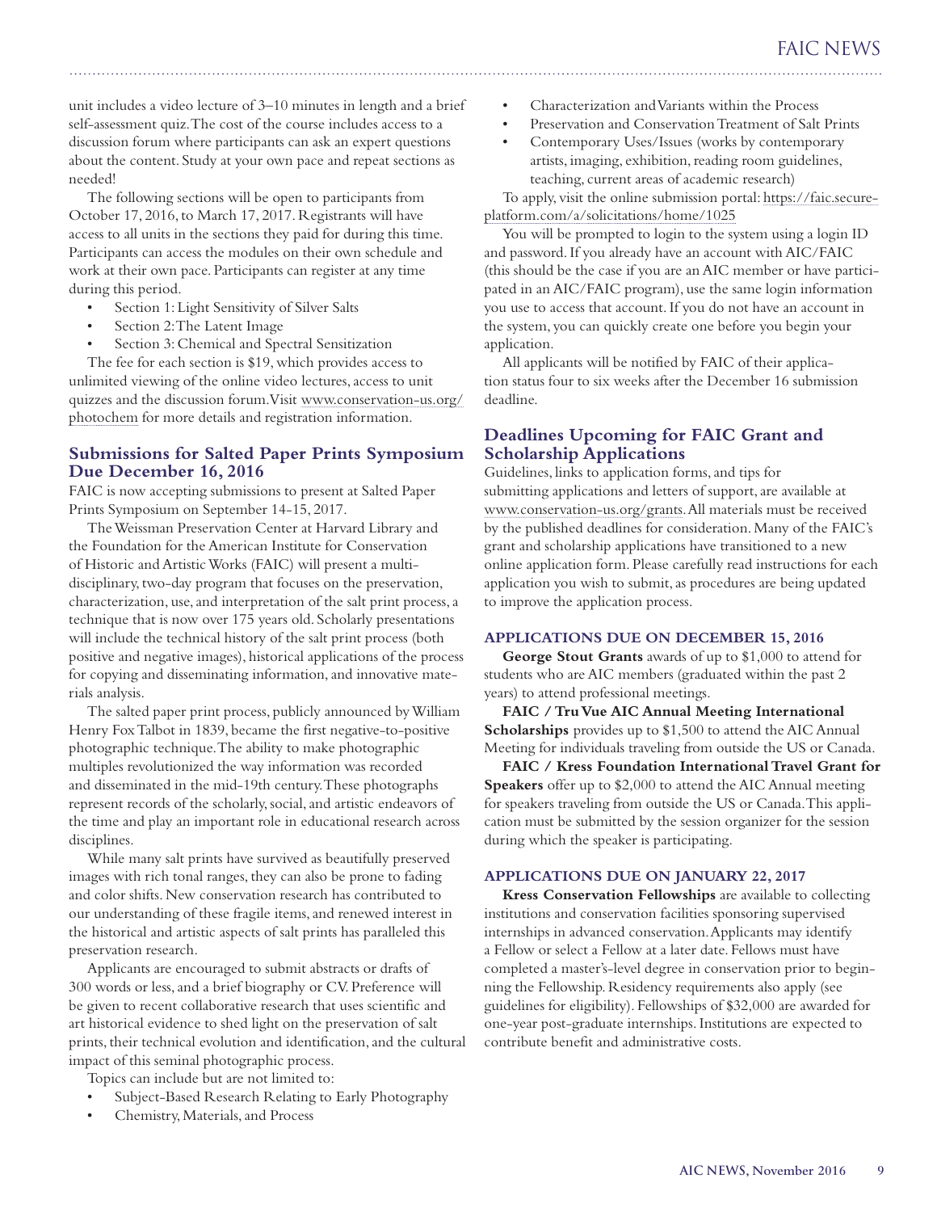unit includes a video lecture of 3–10 minutes in length and a brief self-assessment quiz. The cost of the course includes access to a discussion forum where participants can ask an expert questions about the content. Study at your own pace and repeat sections as needed!

The following sections will be open to participants from October 17, 2016, to March 17, 2017. Registrants will have access to all units in the sections they paid for during this time. Participants can access the modules on their own schedule and work at their own pace. Participants can register at any time during this period.

- Section 1: Light Sensitivity of Silver Salts
- Section 2: The Latent Image
- Section 3: Chemical and Spectral Sensitization

The fee for each section is $19, which provides access to unlimited viewing of the online video lectures, access to unit quizzes and the discussion forum. Visit www.conservation-us.org/photochem for more details and registration information.

### Submissions for Salted Paper Prints Symposium Due December 16, 2016

FAIC is now accepting submissions to present at Salted Paper Prints Symposium on September 14-15, 2017.

The Weissman Preservation Center at Harvard Library and the Foundation for the American Institute for Conservation of Historic and Artistic Works (FAIC) will present a multidisciplinary, two-day program that focuses on the preservation, characterization, use, and interpretation of the salt print process, a technique that is now over 175 years old. Scholarly presentations will include the technical history of the salt print process (both positive and negative images), historical applications of the process for copying and disseminating information, and innovative materials analysis.

The salted paper print process, publicly announced by William Henry Fox Talbot in 1839, became the first negative-to-positive photographic technique. The ability to make photographic multiples revolutionized the way information was recorded and disseminated in the mid-19th century. These photographs represent records of the scholarly, social, and artistic endeavors of the time and play an important role in educational research across disciplines.

While many salt prints have survived as beautifully preserved images with rich tonal ranges, they can also be prone to fading and color shifts. New conservation research has contributed to our understanding of these fragile items, and renewed interest in the historical and artistic aspects of salt prints has paralleled this preservation research.

Applicants are encouraged to submit abstracts or drafts of 300 words or less, and a brief biography or CV. Preference will be given to recent collaborative research that uses scientific and art historical evidence to shed light on the preservation of salt prints, their technical evolution and identification, and the cultural impact of this seminal photographic process.

Topics can include but are not limited to:

- Subject-Based Research Relating to Early Photography
- Chemistry, Materials, and Process
- Characterization and Variants within the Process
- Preservation and Conservation Treatment of Salt Prints
- Contemporary Uses/Issues (works by contemporary artists, imaging, exhibition, reading room guidelines, teaching, current areas of academic research)

To apply, visit the online submission portal: https://faic.secure-platform.com/a/solicitations/home/1025

You will be prompted to login to the system using a login ID and password. If you already have an account with AIC/FAIC (this should be the case if you are an AIC member or have participated in an AIC/FAIC program), use the same login information you use to access that account. If you do not have an account in the system, you can quickly create one before you begin your application.

All applicants will be notified by FAIC of their application status four to six weeks after the December 16 submission deadline.

### Deadlines Upcoming for FAIC Grant and Scholarship Applications

Guidelines, links to application forms, and tips for submitting applications and letters of support, are available at www.conservation-us.org/grants. All materials must be received by the published deadlines for consideration. Many of the FAIC's grant and scholarship applications have transitioned to a new online application form. Please carefully read instructions for each application you wish to submit, as procedures are being updated to improve the application process.

#### APPLICATIONS DUE ON DECEMBER 15, 2016

**George Stout Grants** awards of up to $1,000 to attend for students who are AIC members (graduated within the past 2 years) to attend professional meetings.

**FAIC / Tru Vue AIC Annual Meeting International Scholarships** provides up to $1,500 to attend the AIC Annual Meeting for individuals traveling from outside the US or Canada.

**FAIC / Kress Foundation International Travel Grant for Speakers** offer up to $2,000 to attend the AIC Annual meeting for speakers traveling from outside the US or Canada. This application must be submitted by the session organizer for the session during which the speaker is participating.

#### APPLICATIONS DUE ON JANUARY 22, 2017

**Kress Conservation Fellowships** are available to collecting institutions and conservation facilities sponsoring supervised internships in advanced conservation. Applicants may identify a Fellow or select a Fellow at a later date. Fellows must have completed a master's-level degree in conservation prior to beginning the Fellowship. Residency requirements also apply (see guidelines for eligibility). Fellowships of $32,000 are awarded for one-year post-graduate internships. Institutions are expected to contribute benefit and administrative costs.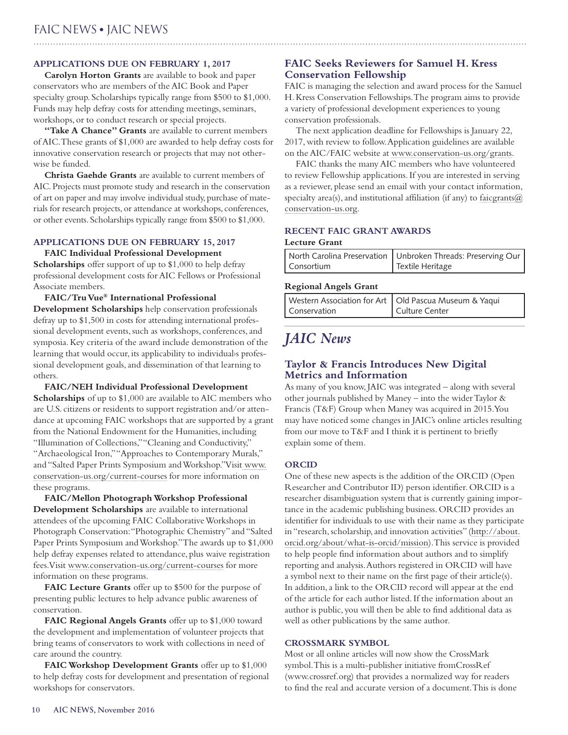### APPLICATIONS DUE ON FEBRUARY 1, 2017

**Carolyn Horton Grants** are available to book and paper conservators who are members of the AIC Book and Paper specialty group. Scholarships typically range from $500 to $1,000. Funds may help defray costs for attending meetings, seminars, workshops, or to conduct research or special projects.

**"Take A Chance" Grants** are available to current members of AIC. These grants of $1,000 are awarded to help defray costs for innovative conservation research or projects that may not otherwise be funded.

**Christa Gaehde Grants** are available to current members of AIC. Projects must promote study and research in the conservation of art on paper and may involve individual study, purchase of materials for research projects, or attendance at workshops, conferences, or other events. Scholarships typically range from $500 to $1,000.

### APPLICATIONS DUE ON FEBRUARY 15, 2017

**FAIC Individual Professional Development Scholarships** offer support of up to $1,000 to help defray professional development costs for AIC Fellows or Professional Associate members.

**FAIC/Tru Vue® International Professional Development Scholarships** help conservation professionals defray up to $1,500 in costs for attending international professional development events, such as workshops, conferences, and symposia. Key criteria of the award include demonstration of the learning that would occur, its applicability to individual's professional development goals, and dissemination of that learning to others.

**FAIC/NEH Individual Professional Development Scholarships** of up to $1,000 are available to AIC members who are U.S. citizens or residents to support registration and/or attendance at upcoming FAIC workshops that are supported by a grant from the National Endowment for the Humanities, including "Illumination of Collections," "Cleaning and Conductivity," "Archaeological Iron," "Approaches to Contemporary Murals," and "Salted Paper Prints Symposium and Workshop." Visit www.conservation-us.org/current-courses for more information on these programs.

**FAIC/Mellon Photograph Workshop Professional Development Scholarships** are available to international attendees of the upcoming FAIC Collaborative Workshops in Photograph Conservation: "Photographic Chemistry" and "Salted Paper Prints Symposium and Workshop." The awards up to $1,000 help defray expenses related to attendance, plus waive registration fees. Visit www.conservation-us.org/current-courses for more information on these programs.

**FAIC Lecture Grants** offer up to $500 for the purpose of presenting public lectures to help advance public awareness of conservation.

**FAIC Regional Angels Grants** offer up to $1,000 toward the development and implementation of volunteer projects that bring teams of conservators to work with collections in need of care around the country.

**FAIC Workshop Development Grants** offer up to $1,000 to help defray costs for development and presentation of regional workshops for conservators.

## FAIC Seeks Reviewers for Samuel H. Kress Conservation Fellowship

FAIC is managing the selection and award process for the Samuel H. Kress Conservation Fellowships. The program aims to provide a variety of professional development experiences to young conservation professionals.

The next application deadline for Fellowships is January 22, 2017, with review to follow. Application guidelines are available on the AIC/FAIC website at www.conservation-us.org/grants.

FAIC thanks the many AIC members who have volunteered to review Fellowship applications. If you are interested in serving as a reviewer, please send an email with your contact information, specialty area(s), and institutional affiliation (if any) to faicgrants@conservation-us.org.

### RECENT FAIC GRANT AWARDS

**Lecture Grant**

| | |
|---|---|
| North Carolina Preservation Consortium | Unbroken Threads: Preserving Our Textile Heritage |

**Regional Angels Grant**

| | |
|---|---|
| Western Association for Art Conservation | Old Pascua Museum & Yaqui Culture Center |

# *JAIC News*

## Taylor & Francis Introduces New Digital Metrics and Information

As many of you know, JAIC was integrated – along with several other journals published by Maney – into the wider Taylor & Francis (T&F) Group when Maney was acquired in 2015. You may have noticed some changes in JAIC's online articles resulting from our move to T&F and I think it is pertinent to briefly explain some of them.

### ORCID

One of these new aspects is the addition of the ORCID (Open Researcher and Contributor ID) person identifier. ORCID is a researcher disambiguation system that is currently gaining importance in the academic publishing business. ORCID provides an identifier for individuals to use with their name as they participate in "research, scholarship, and innovation activities" (http://about.orcid.org/about/what-is-orcid/mission). This service is provided to help people find information about authors and to simplify reporting and analysis. Authors registered in ORCID will have a symbol next to their name on the first page of their article(s). In addition, a link to the ORCID record will appear at the end of the article for each author listed. If the information about an author is public, you will then be able to find additional data as well as other publications by the same author.

### CROSSMARK SYMBOL

Most or all online articles will now show the CrossMark symbol. This is a multi-publisher initiative fromCrossRef (www.crossref.org) that provides a normalized way for readers to find the real and accurate version of a document. This is done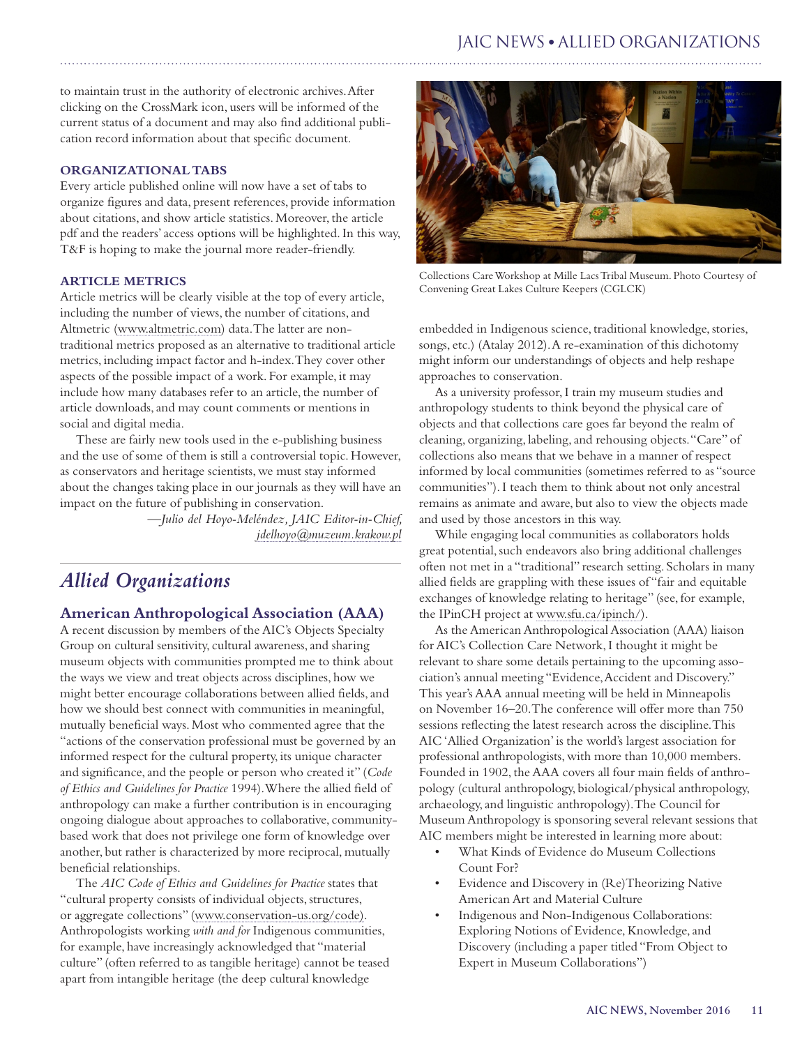to maintain trust in the authority of electronic archives. After clicking on the CrossMark icon, users will be informed of the current status of a document and may also find additional publication record information about that specific document.

#### ORGANIZATIONAL TABS

Every article published online will now have a set of tabs to organize figures and data, present references, provide information about citations, and show article statistics. Moreover, the article pdf and the readers' access options will be highlighted. In this way, T&F is hoping to make the journal more reader-friendly.

#### ARTICLE METRICS

Article metrics will be clearly visible at the top of every article, including the number of views, the number of citations, and Altmetric (www.altmetric.com) data. The latter are non-traditional metrics proposed as an alternative to traditional article metrics, including impact factor and h-index. They cover other aspects of the possible impact of a work. For example, it may include how many databases refer to an article, the number of article downloads, and may count comments or mentions in social and digital media.

These are fairly new tools used in the e-publishing business and the use of some of them is still a controversial topic. However, as conservators and heritage scientists, we must stay informed about the changes taking place in our journals as they will have an impact on the future of publishing in conservation.

*—Julio del Hoyo-Meléndez, JAIC Editor-in-Chief, jdelhoyo@muzeum.krakow.pl*

## *Allied Organizations*

### American Anthropological Association (AAA)

A recent discussion by members of the AIC's Objects Specialty Group on cultural sensitivity, cultural awareness, and sharing museum objects with communities prompted me to think about the ways we view and treat objects across disciplines, how we might better encourage collaborations between allied fields, and how we should best connect with communities in meaningful, mutually beneficial ways. Most who commented agree that the "actions of the conservation professional must be governed by an informed respect for the cultural property, its unique character and significance, and the people or person who created it" (*Code of Ethics and Guidelines for Practice* 1994). Where the allied field of anthropology can make a further contribution is in encouraging ongoing dialogue about approaches to collaborative, community-based work that does not privilege one form of knowledge over another, but rather is characterized by more reciprocal, mutually beneficial relationships.

The *AIC Code of Ethics and Guidelines for Practice* states that "cultural property consists of individual objects, structures, or aggregate collections" (www.conservation-us.org/code). Anthropologists working *with and for* Indigenous communities, for example, have increasingly acknowledged that "material culture" (often referred to as tangible heritage) cannot be teased apart from intangible heritage (the deep cultural knowledge embedded in Indigenous science, traditional knowledge, stories, songs, etc.) (Atalay 2012). A re-examination of this dichotomy might inform our understandings of objects and help reshape approaches to conservation.

Collections Care Workshop at Mille Lacs Tribal Museum. Photo Courtesy of Convening Great Lakes Culture Keepers (CGLCK)

As a university professor, I train my museum studies and anthropology students to think beyond the physical care of objects and that collections care goes far beyond the realm of cleaning, organizing, labeling, and rehousing objects. "Care" of collections also means that we behave in a manner of respect informed by local communities (sometimes referred to as "source communities"). I teach them to think about not only ancestral remains as animate and aware, but also to view the objects made and used by those ancestors in this way.

While engaging local communities as collaborators holds great potential, such endeavors also bring additional challenges often not met in a "traditional" research setting. Scholars in many allied fields are grappling with these issues of "fair and equitable exchanges of knowledge relating to heritage" (see, for example, the IPinCH project at www.sfu.ca/ipinch/).

As the American Anthropological Association (AAA) liaison for AIC's Collection Care Network, I thought it might be relevant to share some details pertaining to the upcoming association's annual meeting "Evidence, Accident and Discovery." This year's AAA annual meeting will be held in Minneapolis on November 16–20. The conference will offer more than 750 sessions reflecting the latest research across the discipline. This AIC 'Allied Organization' is the world's largest association for professional anthropologists, with more than 10,000 members. Founded in 1902, the AAA covers all four main fields of anthropology (cultural anthropology, biological/physical anthropology, archaeology, and linguistic anthropology). The Council for Museum Anthropology is sponsoring several relevant sessions that AIC members might be interested in learning more about:

- What Kinds of Evidence do Museum Collections Count For?
- Evidence and Discovery in (Re)Theorizing Native American Art and Material Culture
- Indigenous and Non-Indigenous Collaborations: Exploring Notions of Evidence, Knowledge, and Discovery (including a paper titled "From Object to Expert in Museum Collaborations")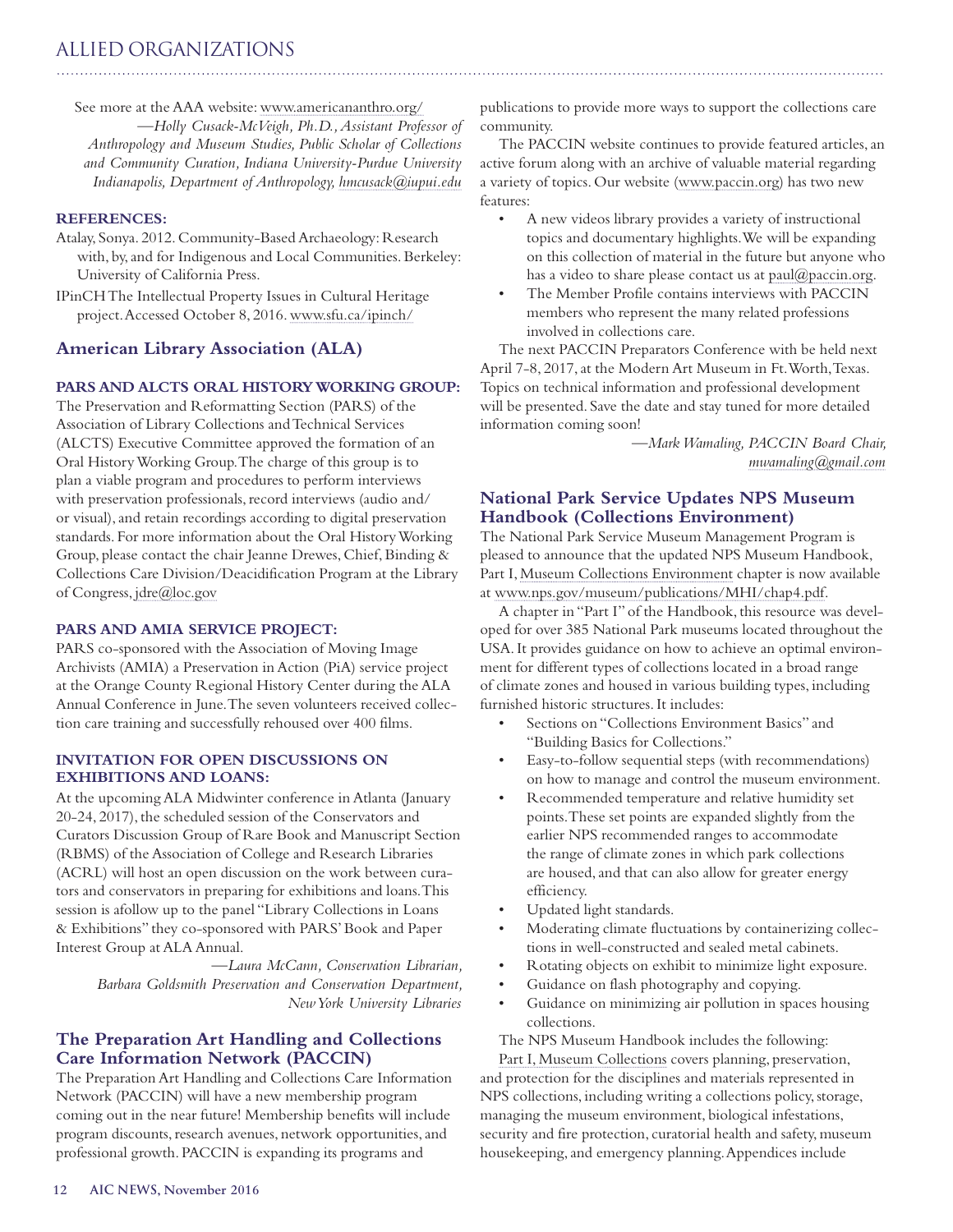See more at the AAA website: www.americananthro.org/

*—Holly Cusack-McVeigh, Ph.D., Assistant Professor of Anthropology and Museum Studies, Public Scholar of Collections and Community Curation, Indiana University-Purdue University Indianapolis, Department of Anthropology, hmcusack@iupui.edu*

**REFERENCES:**

Atalay, Sonya. 2012. Community-Based Archaeology: Research with, by, and for Indigenous and Local Communities. Berkeley: University of California Press.

IPinCH The Intellectual Property Issues in Cultural Heritage project. Accessed October 8, 2016. www.sfu.ca/ipinch/

## American Library Association (ALA)

**PARS AND ALCTS ORAL HISTORY WORKING GROUP:**

The Preservation and Reformatting Section (PARS) of the Association of Library Collections and Technical Services (ALCTS) Executive Committee approved the formation of an Oral History Working Group. The charge of this group is to plan a viable program and procedures to perform interviews with preservation professionals, record interviews (audio and/or visual), and retain recordings according to digital preservation standards. For more information about the Oral History Working Group, please contact the chair Jeanne Drewes, Chief, Binding & Collections Care Division/Deacidification Program at the Library of Congress, jdre@loc.gov

**PARS AND AMIA SERVICE PROJECT:**

PARS co-sponsored with the Association of Moving Image Archivists (AMIA) a Preservation in Action (PiA) service project at the Orange County Regional History Center during the ALA Annual Conference in June. The seven volunteers received collection care training and successfully rehoused over 400 films.

**INVITATION FOR OPEN DISCUSSIONS ON EXHIBITIONS AND LOANS:**

At the upcoming ALA Midwinter conference in Atlanta (January 20-24, 2017), the scheduled session of the Conservators and Curators Discussion Group of Rare Book and Manuscript Section (RBMS) of the Association of College and Research Libraries (ACRL) will host an open discussion on the work between curators and conservators in preparing for exhibitions and loans. This session is afollow up to the panel "Library Collections in Loans & Exhibitions" they co-sponsored with PARS' Book and Paper Interest Group at ALA Annual.

*—Laura McCann, Conservation Librarian, Barbara Goldsmith Preservation and Conservation Department, New York University Libraries*

## The Preparation Art Handling and Collections Care Information Network (PACCIN)

The Preparation Art Handling and Collections Care Information Network (PACCIN) will have a new membership program coming out in the near future! Membership benefits will include program discounts, research avenues, network opportunities, and professional growth. PACCIN is expanding its programs and publications to provide more ways to support the collections care community.

The PACCIN website continues to provide featured articles, an active forum along with an archive of valuable material regarding a variety of topics. Our website (www.paccin.org) has two new features:

- A new videos library provides a variety of instructional topics and documentary highlights. We will be expanding on this collection of material in the future but anyone who has a video to share please contact us at paul@paccin.org.
- The Member Profile contains interviews with PACCIN members who represent the many related professions involved in collections care.

The next PACCIN Preparators Conference with be held next April 7-8, 2017, at the Modern Art Museum in Ft. Worth, Texas. Topics on technical information and professional development will be presented. Save the date and stay tuned for more detailed information coming soon!

*—Mark Wamaling, PACCIN Board Chair, mwamaling@gmail.com*

## National Park Service Updates NPS Museum Handbook (Collections Environment)

The National Park Service Museum Management Program is pleased to announce that the updated NPS Museum Handbook, Part I, Museum Collections Environment chapter is now available at www.nps.gov/museum/publications/MHI/chap4.pdf.

A chapter in "Part I" of the Handbook, this resource was developed for over 385 National Park museums located throughout the USA. It provides guidance on how to achieve an optimal environment for different types of collections located in a broad range of climate zones and housed in various building types, including furnished historic structures. It includes:

- Sections on "Collections Environment Basics" and "Building Basics for Collections."
- Easy-to-follow sequential steps (with recommendations) on how to manage and control the museum environment.
- Recommended temperature and relative humidity set points. These set points are expanded slightly from the earlier NPS recommended ranges to accommodate the range of climate zones in which park collections are housed, and that can also allow for greater energy efficiency.
- Updated light standards.
- Moderating climate fluctuations by containerizing collections in well-constructed and sealed metal cabinets.
- Rotating objects on exhibit to minimize light exposure.
- Guidance on flash photography and copying.
- Guidance on minimizing air pollution in spaces housing collections.

The NPS Museum Handbook includes the following:

Part I, Museum Collections covers planning, preservation, and protection for the disciplines and materials represented in NPS collections, including writing a collections policy, storage, managing the museum environment, biological infestations, security and fire protection, curatorial health and safety, museum housekeeping, and emergency planning. Appendices include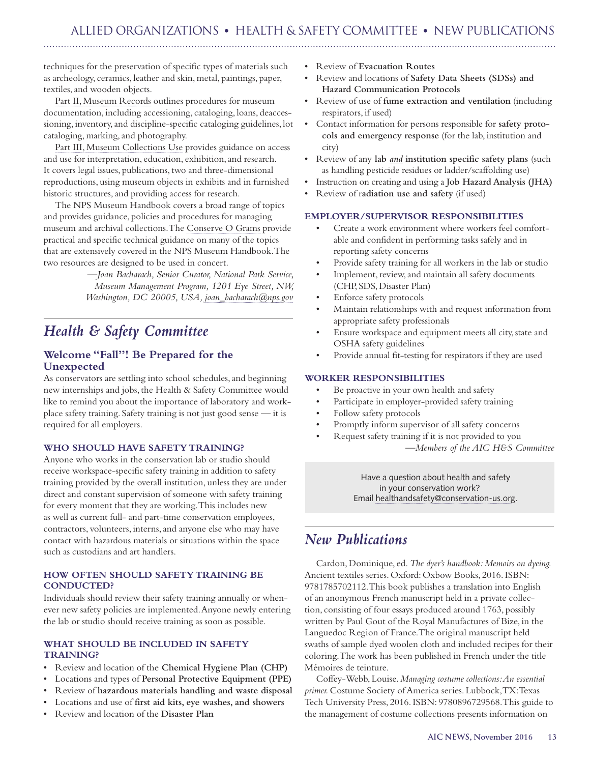techniques for the preservation of specific types of materials such as archeology, ceramics, leather and skin, metal, paintings, paper, textiles, and wooden objects.

Part II, Museum Records outlines procedures for museum documentation, including accessioning, cataloging, loans, deaccessioning, inventory, and discipline-specific cataloging guidelines, lot cataloging, marking, and photography.

Part III, Museum Collections Use provides guidance on access and use for interpretation, education, exhibition, and research. It covers legal issues, publications, two and three-dimensional reproductions, using museum objects in exhibits and in furnished historic structures, and providing access for research.

The NPS Museum Handbook covers a broad range of topics and provides guidance, policies and procedures for managing museum and archival collections. The Conserve O Grams provide practical and specific technical guidance on many of the topics that are extensively covered in the NPS Museum Handbook. The two resources are designed to be used in concert.

*—Joan Bacharach, Senior Curator, National Park Service, Museum Management Program, 1201 Eye Street, NW, Washington, DC 20005, USA, joan_bacharach@nps.gov*

## Health & Safety Committee

### Welcome "Fall"! Be Prepared for the Unexpected

As conservators are settling into school schedules, and beginning new internships and jobs, the Health & Safety Committee would like to remind you about the importance of laboratory and workplace safety training. Safety training is not just good sense — it is required for all employers.

#### WHO SHOULD HAVE SAFETY TRAINING?

Anyone who works in the conservation lab or studio should receive workspace-specific safety training in addition to safety training provided by the overall institution, unless they are under direct and constant supervision of someone with safety training for every moment that they are working. This includes new as well as current full- and part-time conservation employees, contractors, volunteers, interns, and anyone else who may have contact with hazardous materials or situations within the space such as custodians and art handlers.

#### HOW OFTEN SHOULD SAFETY TRAINING BE CONDUCTED?

Individuals should review their safety training annually or whenever new safety policies are implemented. Anyone newly entering the lab or studio should receive training as soon as possible.

#### WHAT SHOULD BE INCLUDED IN SAFETY TRAINING?

- Review and location of the **Chemical Hygiene Plan (CHP)**
- Locations and types of **Personal Protective Equipment (PPE)**
- Review of **hazardous materials handling and waste disposal**
- Locations and use of **first aid kits, eye washes, and showers**
- Review and location of the **Disaster Plan**
- Review of **Evacuation Routes**
- Review and locations of **Safety Data Sheets (SDSs) and Hazard Communication Protocols**
- Review of use of **fume extraction and ventilation** (including respirators, if used)
- Contact information for persons responsible for **safety protocols and emergency response** (for the lab, institution and city)
- Review of any **lab *and* institution specific safety plans** (such as handling pesticide residues or ladder/scaffolding use)
- Instruction on creating and using a **Job Hazard Analysis (JHA)**
- Review of r**adiation use and safety** (if used)

#### EMPLOYER/SUPERVISOR RESPONSIBILITIES

- Create a work environment where workers feel comfortable and confident in performing tasks safely and in reporting safety concerns
- Provide safety training for all workers in the lab or studio
- Implement, review, and maintain all safety documents (CHP, SDS, Disaster Plan)
- Enforce safety protocols
- Maintain relationships with and request information from appropriate safety professionals
- Ensure workspace and equipment meets all city, state and OSHA safety guidelines
- Provide annual fit-testing for respirators if they are used

#### WORKER RESPONSIBILITIES

- Be proactive in your own health and safety
- Participate in employer-provided safety training
- Follow safety protocols
- Promptly inform supervisor of all safety concerns
- Request safety training if it is not provided to you

*—Members of the AIC H&S Committee*

Have a question about health and safety in your conservation work?
Email healthandsafety@conservation-us.org.

## New Publications

Cardon, Dominique, ed. *The dyer's handbook: Memoirs on dyeing.* Ancient textiles series. Oxford: Oxbow Books, 2016. ISBN: 9781785702112. This book publishes a translation into English of an anonymous French manuscript held in a private collection, consisting of four essays produced around 1763, possibly written by Paul Gout of the Royal Manufactures of Bize, in the Languedoc Region of France. The original manuscript held swaths of sample dyed woolen cloth and included recipes for their coloring. The work has been published in French under the title Mémoires de teinture.

Coffey-Webb, Louise. *Managing costume collections: An essential primer.* Costume Society of America series. Lubbock, TX: Texas Tech University Press, 2016. ISBN: 9780896729568. This guide to the management of costume collections presents information on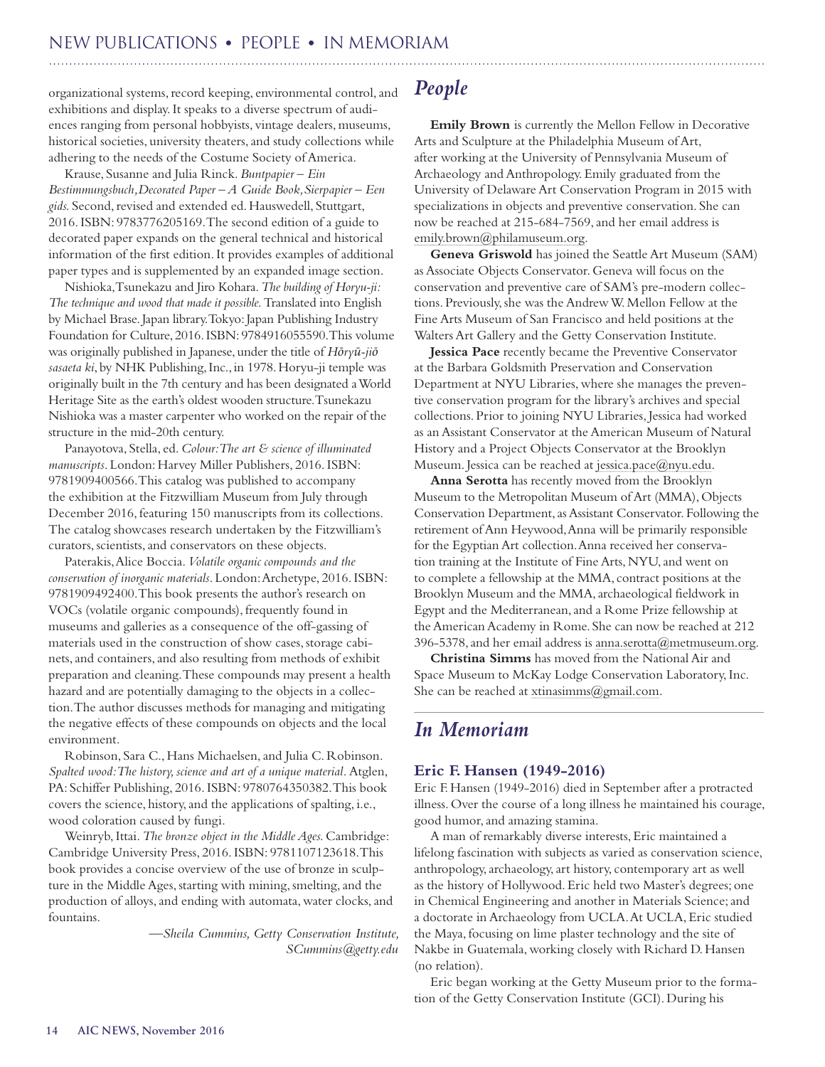organizational systems, record keeping, environmental control, and exhibitions and display. It speaks to a diverse spectrum of audiences ranging from personal hobbyists, vintage dealers, museums, historical societies, university theaters, and study collections while adhering to the needs of the Costume Society of America.

Krause, Susanne and Julia Rinck. *Buntpapier – Ein Bestimmungsbuch, Decorated Paper – A Guide Book, Sierpapier – Een gids.* Second, revised and extended ed. Hauswedell, Stuttgart, 2016. ISBN: 9783776205169. The second edition of a guide to decorated paper expands on the general technical and historical information of the first edition. It provides examples of additional paper types and is supplemented by an expanded image section.

Nishioka, Tsunekazu and Jiro Kohara. *The building of Horyu-ji: The technique and wood that made it possible.* Translated into English by Michael Brase. Japan library. Tokyo: Japan Publishing Industry Foundation for Culture, 2016. ISBN: 9784916055590. This volume was originally published in Japanese, under the title of *Hōryū-jiō sasaeta ki*, by NHK Publishing, Inc., in 1978. Horyu-ji temple was originally built in the 7th century and has been designated a World Heritage Site as the earth's oldest wooden structure. Tsunekazu Nishioka was a master carpenter who worked on the repair of the structure in the mid-20th century.

Panayotova, Stella, ed. *Colour: The art & science of illuminated manuscripts*. London: Harvey Miller Publishers, 2016. ISBN: 9781909400566. This catalog was published to accompany the exhibition at the Fitzwilliam Museum from July through December 2016, featuring 150 manuscripts from its collections. The catalog showcases research undertaken by the Fitzwilliam's curators, scientists, and conservators on these objects.

Paterakis, Alice Boccia. *Volatile organic compounds and the conservation of inorganic materials*. London: Archetype, 2016. ISBN: 9781909492400. This book presents the author's research on VOCs (volatile organic compounds), frequently found in museums and galleries as a consequence of the off-gassing of materials used in the construction of show cases, storage cabinets, and containers, and also resulting from methods of exhibit preparation and cleaning. These compounds may present a health hazard and are potentially damaging to the objects in a collection. The author discusses methods for managing and mitigating the negative effects of these compounds on objects and the local environment.

Robinson, Sara C., Hans Michaelsen, and Julia C. Robinson. *Spalted wood: The history, science and art of a unique material.* Atglen, PA: Schiffer Publishing, 2016. ISBN: 9780764350382. This book covers the science, history, and the applications of spalting, i.e., wood coloration caused by fungi.

Weinryb, Ittai. *The bronze object in the Middle Ages.* Cambridge: Cambridge University Press, 2016. ISBN: 9781107123618. This book provides a concise overview of the use of bronze in sculpture in the Middle Ages, starting with mining, smelting, and the production of alloys, and ending with automata, water clocks, and fountains.

*—Sheila Cummins, Getty Conservation Institute, SCummins@getty.edu*

## People

**Emily Brown** is currently the Mellon Fellow in Decorative Arts and Sculpture at the Philadelphia Museum of Art, after working at the University of Pennsylvania Museum of Archaeology and Anthropology. Emily graduated from the University of Delaware Art Conservation Program in 2015 with specializations in objects and preventive conservation. She can now be reached at 215-684-7569, and her email address is emily.brown@philamuseum.org.

**Geneva Griswold** has joined the Seattle Art Museum (SAM) as Associate Objects Conservator. Geneva will focus on the conservation and preventive care of SAM's pre-modern collections. Previously, she was the Andrew W. Mellon Fellow at the Fine Arts Museum of San Francisco and held positions at the Walters Art Gallery and the Getty Conservation Institute.

**Jessica Pace** recently became the Preventive Conservator at the Barbara Goldsmith Preservation and Conservation Department at NYU Libraries, where she manages the preventive conservation program for the library's archives and special collections. Prior to joining NYU Libraries, Jessica had worked as an Assistant Conservator at the American Museum of Natural History and a Project Objects Conservator at the Brooklyn Museum. Jessica can be reached at jessica.pace@nyu.edu.

**Anna Serotta** has recently moved from the Brooklyn Museum to the Metropolitan Museum of Art (MMA), Objects Conservation Department, as Assistant Conservator. Following the retirement of Ann Heywood, Anna will be primarily responsible for the Egyptian Art collection. Anna received her conservation training at the Institute of Fine Arts, NYU, and went on to complete a fellowship at the MMA, contract positions at the Brooklyn Museum and the MMA, archaeological fieldwork in Egypt and the Mediterranean, and a Rome Prize fellowship at the American Academy in Rome. She can now be reached at 212 396-5378, and her email address is anna.serotta@metmuseum.org.

**Christina Simms** has moved from the National Air and Space Museum to McKay Lodge Conservation Laboratory, Inc. She can be reached at xtinasimms@gmail.com.

## In Memoriam

### Eric F. Hansen (1949-2016)

Eric F. Hansen (1949-2016) died in September after a protracted illness. Over the course of a long illness he maintained his courage, good humor, and amazing stamina.

A man of remarkably diverse interests, Eric maintained a lifelong fascination with subjects as varied as conservation science, anthropology, archaeology, art history, contemporary art as well as the history of Hollywood. Eric held two Master's degrees; one in Chemical Engineering and another in Materials Science; and a doctorate in Archaeology from UCLA. At UCLA, Eric studied the Maya, focusing on lime plaster technology and the site of Nakbe in Guatemala, working closely with Richard D. Hansen (no relation).

Eric began working at the Getty Museum prior to the formation of the Getty Conservation Institute (GCI). During his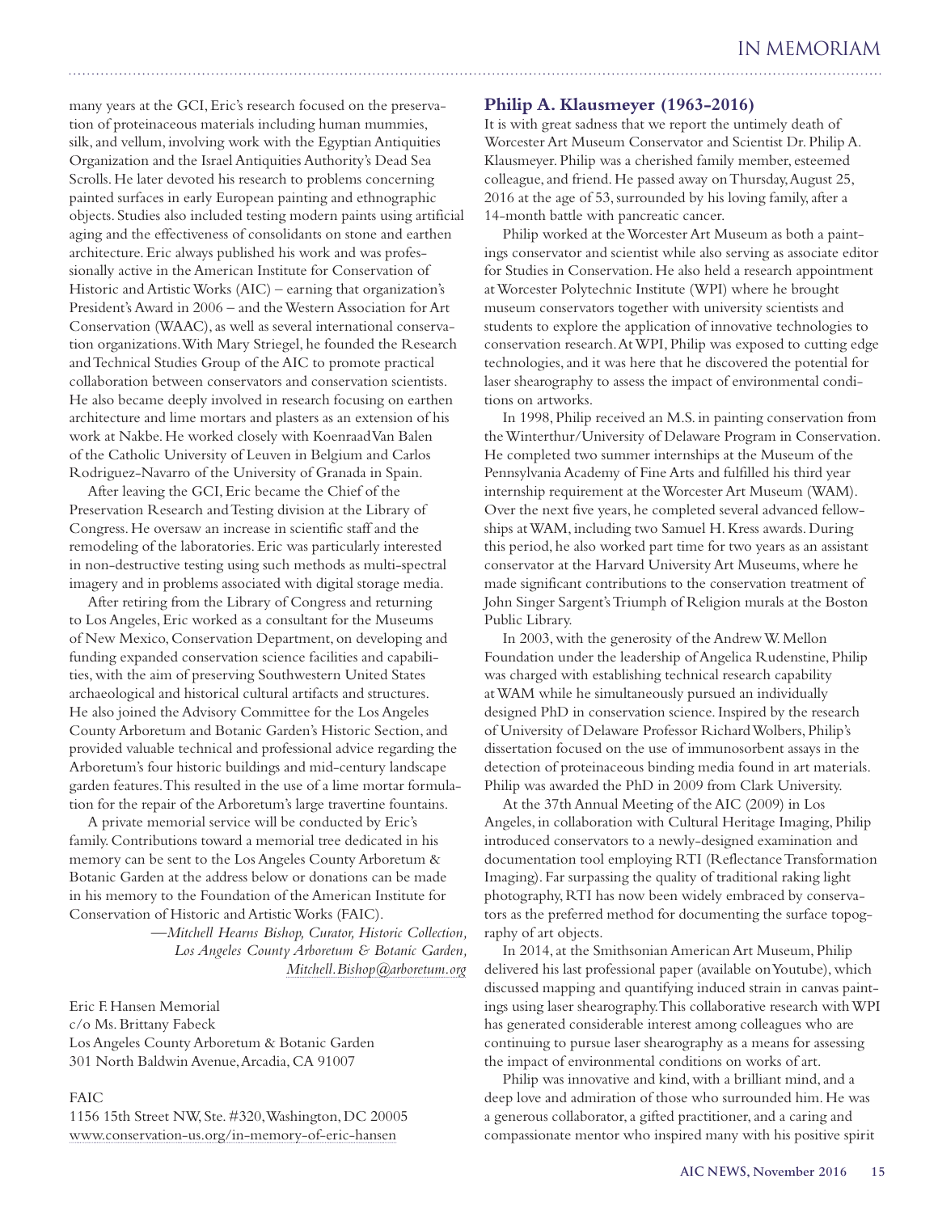many years at the GCI, Eric's research focused on the preservation of proteinaceous materials including human mummies, silk, and vellum, involving work with the Egyptian Antiquities Organization and the Israel Antiquities Authority's Dead Sea Scrolls. He later devoted his research to problems concerning painted surfaces in early European painting and ethnographic objects. Studies also included testing modern paints using artificial aging and the effectiveness of consolidants on stone and earthen architecture. Eric always published his work and was professionally active in the American Institute for Conservation of Historic and Artistic Works (AIC) – earning that organization's President's Award in 2006 – and the Western Association for Art Conservation (WAAC), as well as several international conservation organizations. With Mary Striegel, he founded the Research and Technical Studies Group of the AIC to promote practical collaboration between conservators and conservation scientists. He also became deeply involved in research focusing on earthen architecture and lime mortars and plasters as an extension of his work at Nakbe. He worked closely with Koenraad Van Balen of the Catholic University of Leuven in Belgium and Carlos Rodriguez-Navarro of the University of Granada in Spain.

After leaving the GCI, Eric became the Chief of the Preservation Research and Testing division at the Library of Congress. He oversaw an increase in scientific staff and the remodeling of the laboratories. Eric was particularly interested in non-destructive testing using such methods as multi-spectral imagery and in problems associated with digital storage media.

After retiring from the Library of Congress and returning to Los Angeles, Eric worked as a consultant for the Museums of New Mexico, Conservation Department, on developing and funding expanded conservation science facilities and capabilities, with the aim of preserving Southwestern United States archaeological and historical cultural artifacts and structures. He also joined the Advisory Committee for the Los Angeles County Arboretum and Botanic Garden's Historic Section, and provided valuable technical and professional advice regarding the Arboretum's four historic buildings and mid-century landscape garden features. This resulted in the use of a lime mortar formulation for the repair of the Arboretum's large travertine fountains.

A private memorial service will be conducted by Eric's family. Contributions toward a memorial tree dedicated in his memory can be sent to the Los Angeles County Arboretum & Botanic Garden at the address below or donations can be made in his memory to the Foundation of the American Institute for Conservation of Historic and Artistic Works (FAIC).

*—Mitchell Hearns Bishop, Curator, Historic Collection, Los Angeles County Arboretum & Botanic Garden, Mitchell.Bishop@arboretum.org*

Eric F. Hansen Memorial
c/o Ms. Brittany Fabeck
Los Angeles County Arboretum & Botanic Garden
301 North Baldwin Avenue, Arcadia, CA 91007

FAIC
1156 15th Street NW, Ste. #320, Washington, DC 20005
www.conservation-us.org/in-memory-of-eric-hansen

## Philip A. Klausmeyer (1963-2016)

It is with great sadness that we report the untimely death of Worcester Art Museum Conservator and Scientist Dr. Philip A. Klausmeyer. Philip was a cherished family member, esteemed colleague, and friend. He passed away on Thursday, August 25, 2016 at the age of 53, surrounded by his loving family, after a 14-month battle with pancreatic cancer.

Philip worked at the Worcester Art Museum as both a paintings conservator and scientist while also serving as associate editor for Studies in Conservation. He also held a research appointment at Worcester Polytechnic Institute (WPI) where he brought museum conservators together with university scientists and students to explore the application of innovative technologies to conservation research. At WPI, Philip was exposed to cutting edge technologies, and it was here that he discovered the potential for laser shearography to assess the impact of environmental conditions on artworks.

In 1998, Philip received an M.S. in painting conservation from the Winterthur/University of Delaware Program in Conservation. He completed two summer internships at the Museum of the Pennsylvania Academy of Fine Arts and fulfilled his third year internship requirement at the Worcester Art Museum (WAM). Over the next five years, he completed several advanced fellowships at WAM, including two Samuel H. Kress awards. During this period, he also worked part time for two years as an assistant conservator at the Harvard University Art Museums, where he made significant contributions to the conservation treatment of John Singer Sargent's Triumph of Religion murals at the Boston Public Library.

In 2003, with the generosity of the Andrew W. Mellon Foundation under the leadership of Angelica Rudenstine, Philip was charged with establishing technical research capability at WAM while he simultaneously pursued an individually designed PhD in conservation science. Inspired by the research of University of Delaware Professor Richard Wolbers, Philip's dissertation focused on the use of immunosorbent assays in the detection of proteinaceous binding media found in art materials. Philip was awarded the PhD in 2009 from Clark University.

At the 37th Annual Meeting of the AIC (2009) in Los Angeles, in collaboration with Cultural Heritage Imaging, Philip introduced conservators to a newly-designed examination and documentation tool employing RTI (Reflectance Transformation Imaging). Far surpassing the quality of traditional raking light photography, RTI has now been widely embraced by conservators as the preferred method for documenting the surface topography of art objects.

In 2014, at the Smithsonian American Art Museum, Philip delivered his last professional paper (available on Youtube), which discussed mapping and quantifying induced strain in canvas paintings using laser shearography. This collaborative research with WPI has generated considerable interest among colleagues who are continuing to pursue laser shearography as a means for assessing the impact of environmental conditions on works of art.

Philip was innovative and kind, with a brilliant mind, and a deep love and admiration of those who surrounded him. He was a generous collaborator, a gifted practitioner, and a caring and compassionate mentor who inspired many with his positive spirit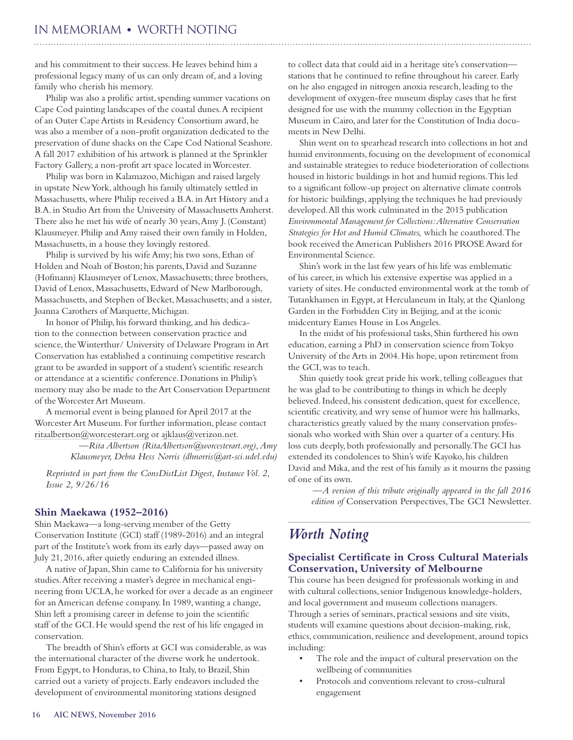and his commitment to their success. He leaves behind him a professional legacy many of us can only dream of, and a loving family who cherish his memory.

Philip was also a prolific artist, spending summer vacations on Cape Cod painting landscapes of the coastal dunes. A recipient of an Outer Cape Artists in Residency Consortium award, he was also a member of a non-profit organization dedicated to the preservation of dune shacks on the Cape Cod National Seashore. A fall 2017 exhibition of his artwork is planned at the Sprinkler Factory Gallery, a non-profit art space located in Worcester.

Philip was born in Kalamazoo, Michigan and raised largely in upstate New York, although his family ultimately settled in Massachusetts, where Philip received a B.A. in Art History and a B.A. in Studio Art from the University of Massachusetts Amherst. There also he met his wife of nearly 30 years, Amy J. (Constant) Klausmeyer. Philip and Amy raised their own family in Holden, Massachusetts, in a house they lovingly restored.

Philip is survived by his wife Amy; his two sons, Ethan of Holden and Noah of Boston; his parents, David and Suzanne (Hofmann) Klausmeyer of Lenox, Massachusetts; three brothers, David of Lenox, Massachusetts, Edward of New Marlborough, Massachusetts, and Stephen of Becket, Massachusetts; and a sister, Joanna Carothers of Marquette, Michigan.

In honor of Philip, his forward thinking, and his dedication to the connection between conservation practice and science, the Winterthur/ University of Delaware Program in Art Conservation has established a continuing competitive research grant to be awarded in support of a student's scientific research or attendance at a scientific conference. Donations in Philip's memory may also be made to the Art Conservation Department of the Worcester Art Museum.

A memorial event is being planned for April 2017 at the Worcester Art Museum. For further information, please contact ritaalbertson@worcesterart.org or ajklaus@verizon.net.

*—Rita Albertson (RitaAlbertson@worcesterart.org), Amy Klausmeyer, Debra Hess Norris (dhnorris@art-sci.udel.edu)*

*Reprinted in part from the ConsDistList Digest, Instance Vol. 2, Issue 2, 9/26/16*

### Shin Maekawa (1952–2016)

Shin Maekawa—a long-serving member of the Getty Conservation Institute (GCI) staff (1989-2016) and an integral part of the Institute's work from its early days—passed away on July 21, 2016, after quietly enduring an extended illness.

A native of Japan, Shin came to California for his university studies. After receiving a master's degree in mechanical engineering from UCLA, he worked for over a decade as an engineer for an American defense company. In 1989, wanting a change, Shin left a promising career in defense to join the scientific staff of the GCI. He would spend the rest of his life engaged in conservation.

The breadth of Shin's efforts at GCI was considerable, as was the international character of the diverse work he undertook. From Egypt, to Honduras, to China, to Italy, to Brazil, Shin carried out a variety of projects. Early endeavors included the development of environmental monitoring stations designed to collect data that could aid in a heritage site's conservation—stations that he continued to refine throughout his career. Early on he also engaged in nitrogen anoxia research, leading to the development of oxygen-free museum display cases that he first designed for use with the mummy collection in the Egyptian Museum in Cairo, and later for the Constitution of India documents in New Delhi.

Shin went on to spearhead research into collections in hot and humid environments, focusing on the development of economical and sustainable strategies to reduce biodeterioration of collections housed in historic buildings in hot and humid regions. This led to a significant follow-up project on alternative climate controls for historic buildings, applying the techniques he had previously developed. All this work culminated in the 2015 publication *Environmental Management for Collections: Alternative Conservation Strategies for Hot and Humid Climates,* which he coauthored. The book received the American Publishers 2016 PROSE Award for Environmental Science.

Shin's work in the last few years of his life was emblematic of his career, in which his extensive expertise was applied in a variety of sites. He conducted environmental work at the tomb of Tutankhamen in Egypt, at Herculaneum in Italy, at the Qianlong Garden in the Forbidden City in Beijing, and at the iconic midcentury Eames House in Los Angeles.

In the midst of his professional tasks, Shin furthered his own education, earning a PhD in conservation science from Tokyo University of the Arts in 2004. His hope, upon retirement from the GCI, was to teach.

Shin quietly took great pride his work, telling colleagues that he was glad to be contributing to things in which he deeply believed. Indeed, his consistent dedication, quest for excellence, scientific creativity, and wry sense of humor were his hallmarks, characteristics greatly valued by the many conservation professionals who worked with Shin over a quarter of a century. His loss cuts deeply, both professionally and personally. The GCI has extended its condolences to Shin's wife Kayoko, his children David and Mika, and the rest of his family as it mourns the passing of one of its own.

*—A version of this tribute originally appeared in the fall 2016 edition of* Conservation Perspectives, The GCI Newsletter.

## *Worth Noting*

### Specialist Certificate in Cross Cultural Materials Conservation, University of Melbourne

This course has been designed for professionals working in and with cultural collections, senior Indigenous knowledge-holders, and local government and museum collections managers. Through a series of seminars, practical sessions and site visits, students will examine questions about decision-making, risk, ethics, communication, resilience and development, around topics including:

- The role and the impact of cultural preservation on the wellbeing of communities
- Protocols and conventions relevant to cross-cultural engagement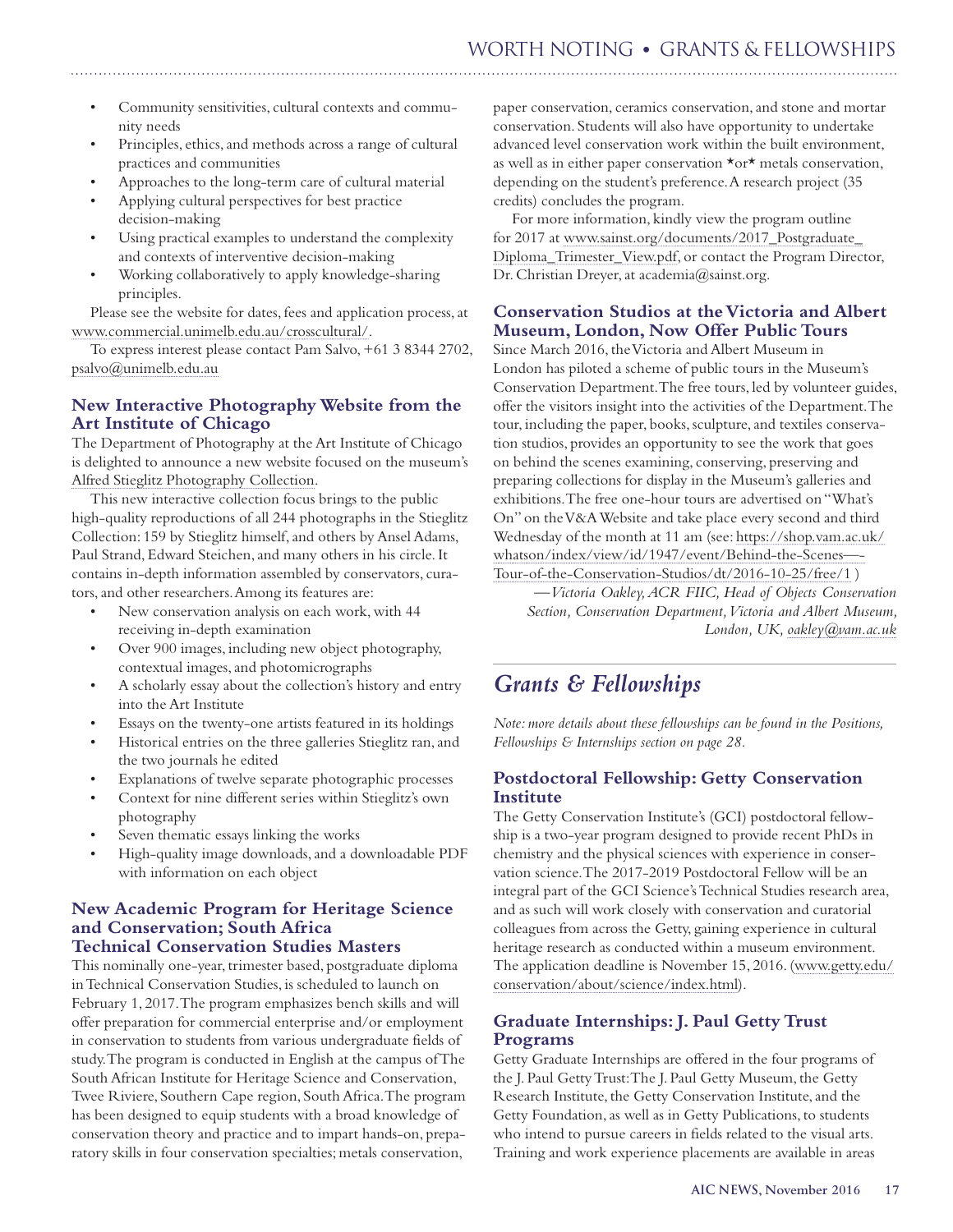- Community sensitivities, cultural contexts and community needs
- Principles, ethics, and methods across a range of cultural practices and communities
- Approaches to the long-term care of cultural material
- Applying cultural perspectives for best practice decision-making
- Using practical examples to understand the complexity and contexts of interventive decision-making
- Working collaboratively to apply knowledge-sharing principles.

Please see the website for dates, fees and application process, at www.commercial.unimelb.edu.au/crosscultural/.

To express interest please contact Pam Salvo, +61 3 8344 2702, psalvo@unimelb.edu.au

### New Interactive Photography Website from the Art Institute of Chicago

The Department of Photography at the Art Institute of Chicago is delighted to announce a new website focused on the museum's Alfred Stieglitz Photography Collection.

This new interactive collection focus brings to the public high-quality reproductions of all 244 photographs in the Stieglitz Collection: 159 by Stieglitz himself, and others by Ansel Adams, Paul Strand, Edward Steichen, and many others in his circle. It contains in-depth information assembled by conservators, curators, and other researchers. Among its features are:

- New conservation analysis on each work, with 44 receiving in-depth examination
- Over 900 images, including new object photography, contextual images, and photomicrographs
- A scholarly essay about the collection's history and entry into the Art Institute
- Essays on the twenty-one artists featured in its holdings
- Historical entries on the three galleries Stieglitz ran, and the two journals he edited
- Explanations of twelve separate photographic processes
- Context for nine different series within Stieglitz's own photography
- Seven thematic essays linking the works
- High-quality image downloads, and a downloadable PDF with information on each object

### New Academic Program for Heritage Science and Conservation; South Africa Technical Conservation Studies Masters

This nominally one-year, trimester based, postgraduate diploma in Technical Conservation Studies, is scheduled to launch on February 1, 2017. The program emphasizes bench skills and will offer preparation for commercial enterprise and/or employment in conservation to students from various undergraduate fields of study. The program is conducted in English at the campus of The South African Institute for Heritage Science and Conservation, Twee Riviere, Southern Cape region, South Africa. The program has been designed to equip students with a broad knowledge of conservation theory and practice and to impart hands-on, preparatory skills in four conservation specialties; metals conservation, paper conservation, ceramics conservation, and stone and mortar conservation. Students will also have opportunity to undertake advanced level conservation work within the built environment, as well as in either paper conservation *or* metals conservation, depending on the student's preference. A research project (35 credits) concludes the program.

For more information, kindly view the program outline for 2017 at www.sainst.org/documents/2017_Postgraduate_Diploma_Trimester_View.pdf, or contact the Program Director, Dr. Christian Dreyer, at academia@sainst.org.

### Conservation Studios at the Victoria and Albert Museum, London, Now Offer Public Tours

Since March 2016, the Victoria and Albert Museum in London has piloted a scheme of public tours in the Museum's Conservation Department. The free tours, led by volunteer guides, offer the visitors insight into the activities of the Department. The tour, including the paper, books, sculpture, and textiles conservation studios, provides an opportunity to see the work that goes on behind the scenes examining, conserving, preserving and preparing collections for display in the Museum's galleries and exhibitions. The free one-hour tours are advertised on "What's On" on the V&A Website and take place every second and third Wednesday of the month at 11 am (see: https://shop.vam.ac.uk/whatson/index/view/id/1947/event/Behind-the-Scenes—-Tour-of-the-Conservation-Studios/dt/2016-10-25/free/1 )

*—Victoria Oakley, ACR FIIC, Head of Objects Conservation Section, Conservation Department, Victoria and Albert Museum, London, UK, oakley@vam.ac.uk*

## Grants & Fellowships

*Note: more details about these fellowships can be found in the Positions, Fellowships & Internships section on page 28.*

### Postdoctoral Fellowship: Getty Conservation Institute

The Getty Conservation Institute's (GCI) postdoctoral fellowship is a two-year program designed to provide recent PhDs in chemistry and the physical sciences with experience in conservation science. The 2017-2019 Postdoctoral Fellow will be an integral part of the GCI Science's Technical Studies research area, and as such will work closely with conservation and curatorial colleagues from across the Getty, gaining experience in cultural heritage research as conducted within a museum environment. The application deadline is November 15, 2016. (www.getty.edu/conservation/about/science/index.html).

### Graduate Internships: J. Paul Getty Trust Programs

Getty Graduate Internships are offered in the four programs of the J. Paul Getty Trust: The J. Paul Getty Museum, the Getty Research Institute, the Getty Conservation Institute, and the Getty Foundation, as well as in Getty Publications, to students who intend to pursue careers in fields related to the visual arts. Training and work experience placements are available in areas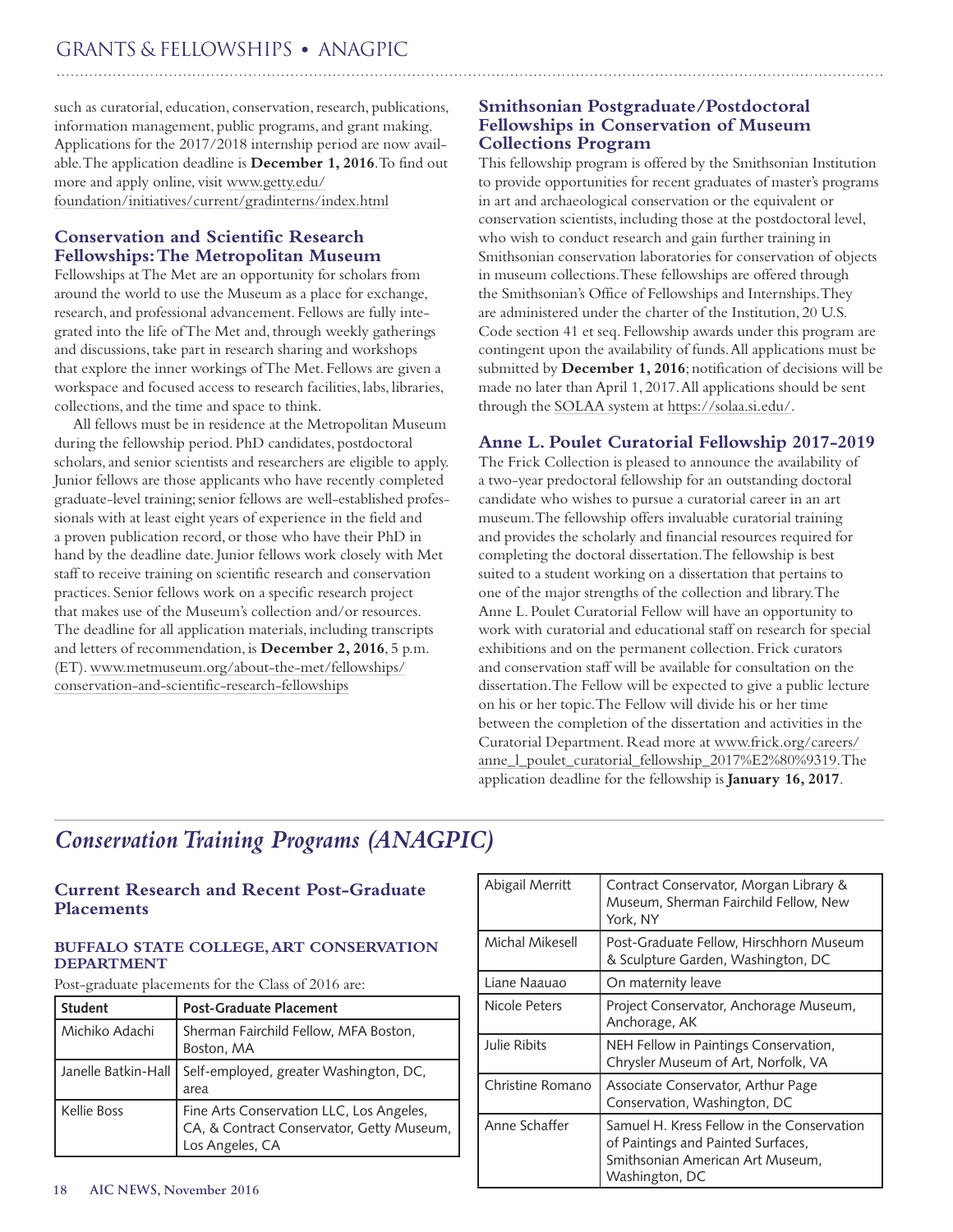such as curatorial, education, conservation, research, publications, information management, public programs, and grant making. Applications for the 2017/2018 internship period are now available. The application deadline is **December 1, 2016**. To find out more and apply online, visit www.getty.edu/foundation/initiatives/current/gradinterns/index.html

### Conservation and Scientific Research Fellowships: The Metropolitan Museum

Fellowships at The Met are an opportunity for scholars from around the world to use the Museum as a place for exchange, research, and professional advancement. Fellows are fully integrated into the life of The Met and, through weekly gatherings and discussions, take part in research sharing and workshops that explore the inner workings of The Met. Fellows are given a workspace and focused access to research facilities, labs, libraries, collections, and the time and space to think.

All fellows must be in residence at the Metropolitan Museum during the fellowship period. PhD candidates, postdoctoral scholars, and senior scientists and researchers are eligible to apply. Junior fellows are those applicants who have recently completed graduate-level training; senior fellows are well-established professionals with at least eight years of experience in the field and a proven publication record, or those who have their PhD in hand by the deadline date. Junior fellows work closely with Met staff to receive training on scientific research and conservation practices. Senior fellows work on a specific research project that makes use of the Museum's collection and/or resources. The deadline for all application materials, including transcripts and letters of recommendation, is **December 2, 2016**, 5 p.m. (ET). www.metmuseum.org/about-the-met/fellowships/conservation-and-scientific-research-fellowships

### Smithsonian Postgraduate/Postdoctoral Fellowships in Conservation of Museum Collections Program

This fellowship program is offered by the Smithsonian Institution to provide opportunities for recent graduates of master's programs in art and archaeological conservation or the equivalent or conservation scientists, including those at the postdoctoral level, who wish to conduct research and gain further training in Smithsonian conservation laboratories for conservation of objects in museum collections. These fellowships are offered through the Smithsonian's Office of Fellowships and Internships. They are administered under the charter of the Institution, 20 U.S. Code section 41 et seq. Fellowship awards under this program are contingent upon the availability of funds. All applications must be submitted by **December 1, 2016**; notification of decisions will be made no later than April 1, 2017. All applications should be sent through the SOLAA system at https://solaa.si.edu/.

### Anne L. Poulet Curatorial Fellowship 2017-2019

The Frick Collection is pleased to announce the availability of a two-year predoctoral fellowship for an outstanding doctoral candidate who wishes to pursue a curatorial career in an art museum. The fellowship offers invaluable curatorial training and provides the scholarly and financial resources required for completing the doctoral dissertation. The fellowship is best suited to a student working on a dissertation that pertains to one of the major strengths of the collection and library. The Anne L. Poulet Curatorial Fellow will have an opportunity to work with curatorial and educational staff on research for special exhibitions and on the permanent collection. Frick curators and conservation staff will be available for consultation on the dissertation. The Fellow will be expected to give a public lecture on his or her topic. The Fellow will divide his or her time between the completion of the dissertation and activities in the Curatorial Department. Read more at www.frick.org/careers/anne_l_poulet_curatorial_fellowship_2017%E2%80%9319. The application deadline for the fellowship is **January 16, 2017**.

## *Conservation Training Programs (ANAGPIC)*

### Current Research and Recent Post-Graduate Placements

#### BUFFALO STATE COLLEGE, ART CONSERVATION DEPARTMENT

Post-graduate placements for the Class of 2016 are:

| Student | Post-Graduate Placement |
|---|---|
| Michiko Adachi | Sherman Fairchild Fellow, MFA Boston, Boston, MA |
| Janelle Batkin-Hall | Self-employed, greater Washington, DC, area |
| Kellie Boss | Fine Arts Conservation LLC, Los Angeles, CA, & Contract Conservator, Getty Museum, Los Angeles, CA |
| Abigail Merritt | Contract Conservator, Morgan Library & Museum, Sherman Fairchild Fellow, New York, NY |
| Michal Mikesell | Post-Graduate Fellow, Hirschhorn Museum & Sculpture Garden, Washington, DC |
| Liane Naauao | On maternity leave |
| Nicole Peters | Project Conservator, Anchorage Museum, Anchorage, AK |
| Julie Ribits | NEH Fellow in Paintings Conservation, Chrysler Museum of Art, Norfolk, VA |
| Christine Romano | Associate Conservator, Arthur Page Conservation, Washington, DC |
| Anne Schaffer | Samuel H. Kress Fellow in the Conservation of Paintings and Painted Surfaces, Smithsonian American Art Museum, Washington, DC |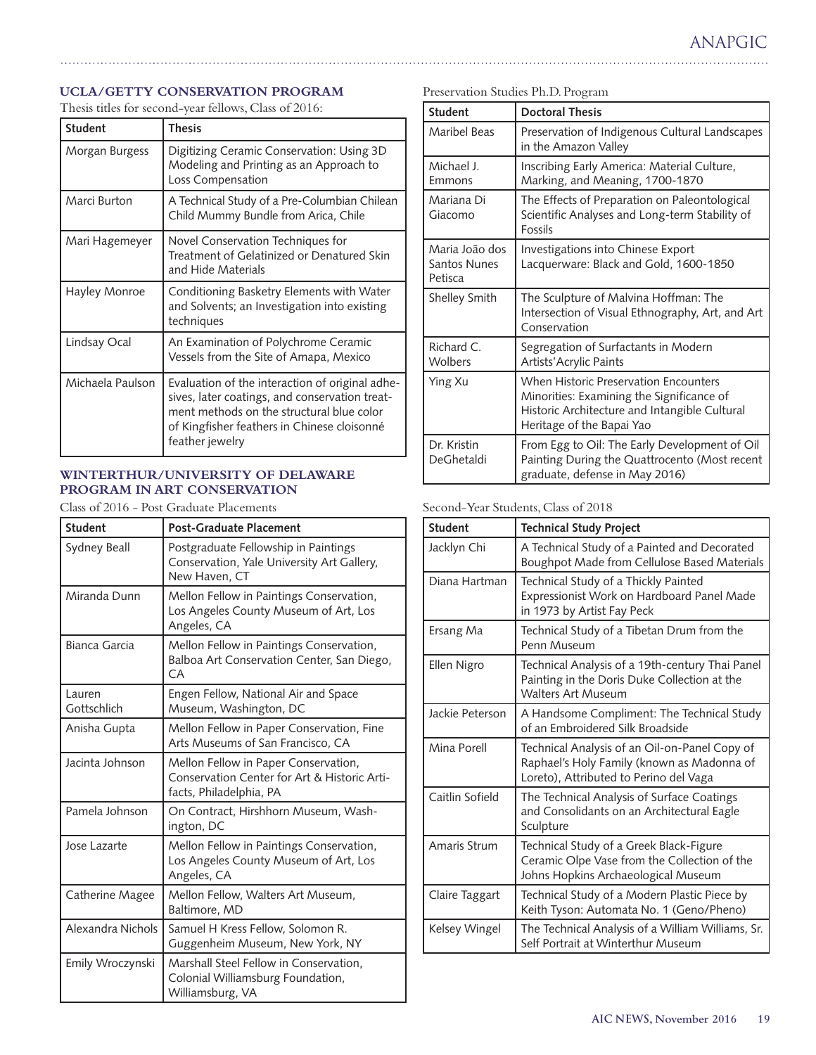### UCLA/GETTY CONSERVATION PROGRAM

Thesis titles for second-year fellows, Class of 2016:

| Student | Thesis |
|---|---|
| Morgan Burgess | Digitizing Ceramic Conservation: Using 3D Modeling and Printing as an Approach to Loss Compensation |
| Marci Burton | A Technical Study of a Pre-Columbian Chilean Child Mummy Bundle from Arica, Chile |
| Mari Hagemeyer | Novel Conservation Techniques for Treatment of Gelatinized or Denatured Skin and Hide Materials |
| Hayley Monroe | Conditioning Basketry Elements with Water and Solvents; an Investigation into existing techniques |
| Lindsay Ocal | An Examination of Polychrome Ceramic Vessels from the Site of Amapa, Mexico |
| Michaela Paulson | Evaluation of the interaction of original adhesives, later coatings, and conservation treatment methods on the structural blue color of Kingfisher feathers in Chinese cloisonné feather jewelry |

### WINTERTHUR/UNIVERSITY OF DELAWARE PROGRAM IN ART CONSERVATION

Class of 2016 - Post Graduate Placements

| Student | Post-Graduate Placement |
|---|---|
| Sydney Beall | Postgraduate Fellowship in Paintings Conservation, Yale University Art Gallery, New Haven, CT |
| Miranda Dunn | Mellon Fellow in Paintings Conservation, Los Angeles County Museum of Art, Los Angeles, CA |
| Bianca Garcia | Mellon Fellow in Paintings Conservation, Balboa Art Conservation Center, San Diego, CA |
| Lauren Gottschlich | Engen Fellow, National Air and Space Museum, Washington, DC |
| Anisha Gupta | Mellon Fellow in Paper Conservation, Fine Arts Museums of San Francisco, CA |
| Jacinta Johnson | Mellon Fellow in Paper Conservation, Conservation Center for Art & Historic Artifacts, Philadelphia, PA |
| Pamela Johnson | On Contract, Hirshhorn Museum, Washington, DC |
| Jose Lazarte | Mellon Fellow in Paintings Conservation, Los Angeles County Museum of Art, Los Angeles, CA |
| Catherine Magee | Mellon Fellow, Walters Art Museum, Baltimore, MD |
| Alexandra Nichols | Samuel H Kress Fellow, Solomon R. Guggenheim Museum, New York, NY |
| Emily Wroczynski | Marshall Steel Fellow in Conservation, Colonial Williamsburg Foundation, Williamsburg, VA |

Preservation Studies Ph.D. Program

| Student | Doctoral Thesis |
|---|---|
| Maribel Beas | Preservation of Indigenous Cultural Landscapes in the Amazon Valley |
| Michael J. Emmons | Inscribing Early America: Material Culture, Marking, and Meaning, 1700-1870 |
| Mariana Di Giacomo | The Effects of Preparation on Paleontological Scientific Analyses and Long-term Stability of Fossils |
| Maria João dos Santos Nunes Petisca | Investigations into Chinese Export Lacquerware: Black and Gold, 1600-1850 |
| Shelley Smith | The Sculpture of Malvina Hoffman: The Intersection of Visual Ethnography, Art, and Art Conservation |
| Richard C. Wolbers | Segregation of Surfactants in Modern Artists' Acrylic Paints |
| Ying Xu | When Historic Preservation Encounters Minorities: Examining the Significance of Historic Architecture and Intangible Cultural Heritage of the Bapai Yao |
| Dr. Kristin DeGhetaldi | From Egg to Oil: The Early Development of Oil Painting During the Quattrocento (Most recent graduate, defense in May 2016) |

Second-Year Students, Class of 2018

| Student | Technical Study Project |
|---|---|
| Jacklyn Chi | A Technical Study of a Painted and Decorated Boughpot Made from Cellulose Based Materials |
| Diana Hartman | Technical Study of a Thickly Painted Expressionist Work on Hardboard Panel Made in 1973 by Artist Fay Peck |
| Ersang Ma | Technical Study of a Tibetan Drum from the Penn Museum |
| Ellen Nigro | Technical Analysis of a 19th-century Thai Panel Painting in the Doris Duke Collection at the Walters Art Museum |
| Jackie Peterson | A Handsome Compliment: The Technical Study of an Embroidered Silk Broadside |
| Mina Porell | Technical Analysis of an Oil-on-Panel Copy of Raphael's Holy Family (known as Madonna of Loreto), Attributed to Perino del Vaga |
| Caitlin Sofield | The Technical Analysis of Surface Coatings and Consolidants on an Architectural Eagle Sculpture |
| Amaris Strum | Technical Study of a Greek Black-Figure Ceramic Olpe Vase from the Collection of the Johns Hopkins Archaeological Museum |
| Claire Taggart | Technical Study of a Modern Plastic Piece by Keith Tyson: Automata No. 1 (Geno/Pheno) |
| Kelsey Wingel | The Technical Analysis of a William Williams, Sr. Self Portrait at Winterthur Museum |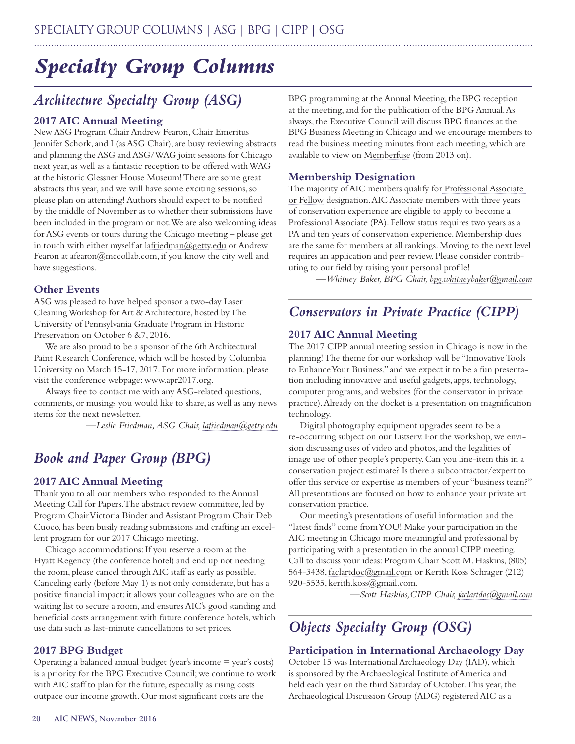# *Specialty Group Columns*

## *Architecture Specialty Group (ASG)*

### 2017 AIC Annual Meeting

New ASG Program Chair Andrew Fearon, Chair Emeritus Jennifer Schork, and I (as ASG Chair), are busy reviewing abstracts and planning the ASG and ASG/WAG joint sessions for Chicago next year, as well as a fantastic reception to be offered with WAG at the historic Glessner House Museum! There are some great abstracts this year, and we will have some exciting sessions, so please plan on attending! Authors should expect to be notified by the middle of November as to whether their submissions have been included in the program or not. We are also welcoming ideas for ASG events or tours during the Chicago meeting – please get in touch with either myself at lafriedman@getty.edu or Andrew Fearon at afearon@mccollab.com, if you know the city well and have suggestions.

### Other Events

ASG was pleased to have helped sponsor a two-day Laser Cleaning Workshop for Art & Architecture, hosted by The University of Pennsylvania Graduate Program in Historic Preservation on October 6 &7, 2016.

We are also proud to be a sponsor of the 6th Architectural Paint Research Conference, which will be hosted by Columbia University on March 15-17, 2017. For more information, please visit the conference webpage: www.apr2017.org.

Always free to contact me with any ASG-related questions, comments, or musings you would like to share, as well as any news items for the next newsletter.

*—Leslie Friedman, ASG Chair, lafriedman@getty.edu*

## *Book and Paper Group (BPG)*

### 2017 AIC Annual Meeting

Thank you to all our members who responded to the Annual Meeting Call for Papers. The abstract review committee, led by Program Chair Victoria Binder and Assistant Program Chair Deb Cuoco, has been busily reading submissions and crafting an excellent program for our 2017 Chicago meeting.

Chicago accommodations: If you reserve a room at the Hyatt Regency (the conference hotel) and end up not needing the room, please cancel through AIC staff as early as possible. Canceling early (before May 1) is not only considerate, but has a positive financial impact: it allows your colleagues who are on the waiting list to secure a room, and ensures AIC's good standing and beneficial costs arrangement with future conference hotels, which use data such as last-minute cancellations to set prices.

### 2017 BPG Budget

Operating a balanced annual budget (year's income = year's costs) is a priority for the BPG Executive Council; we continue to work with AIC staff to plan for the future, especially as rising costs outpace our income growth. Our most significant costs are the BPG programming at the Annual Meeting, the BPG reception at the meeting, and for the publication of the BPG Annual. As always, the Executive Council will discuss BPG finances at the BPG Business Meeting in Chicago and we encourage members to read the business meeting minutes from each meeting, which are available to view on Memberfuse (from 2013 on).

### Membership Designation

The majority of AIC members qualify for Professional Associate or Fellow designation. AIC Associate members with three years of conservation experience are eligible to apply to become a Professional Associate (PA). Fellow status requires two years as a PA and ten years of conservation experience. Membership dues are the same for members at all rankings. Moving to the next level requires an application and peer review. Please consider contributing to our field by raising your personal profile!

*—Whitney Baker, BPG Chair, bpg.whitneybaker@gmail.com*

## *Conservators in Private Practice (CIPP)*

### 2017 AIC Annual Meeting

The 2017 CIPP annual meeting session in Chicago is now in the planning! The theme for our workshop will be "Innovative Tools to Enhance Your Business," and we expect it to be a fun presentation including innovative and useful gadgets, apps, technology, computer programs, and websites (for the conservator in private practice). Already on the docket is a presentation on magnification technology.

Digital photography equipment upgrades seem to be a re-occurring subject on our Listserv. For the workshop, we envision discussing uses of video and photos, and the legalities of image use of other people's property. Can you line-item this in a conservation project estimate? Is there a subcontractor/expert to offer this service or expertise as members of your "business team?" All presentations are focused on how to enhance your private art conservation practice.

Our meeting's presentations of useful information and the "latest finds" come from YOU! Make your participation in the AIC meeting in Chicago more meaningful and professional by participating with a presentation in the annual CIPP meeting. Call to discuss your ideas: Program Chair Scott M. Haskins, (805) 564-3438, faclartdoc@gmail.com or Kerith Koss Schrager (212) 920-5535, kerith.koss@gmail.com.

*—Scott Haskins, CIPP Chair, faclartdoc@gmail.com*

## *Objects Specialty Group (OSG)*

### Participation in International Archaeology Day

October 15 was International Archaeology Day (IAD), which is sponsored by the Archaeological Institute of America and held each year on the third Saturday of October. This year, the Archaeological Discussion Group (ADG) registered AIC as a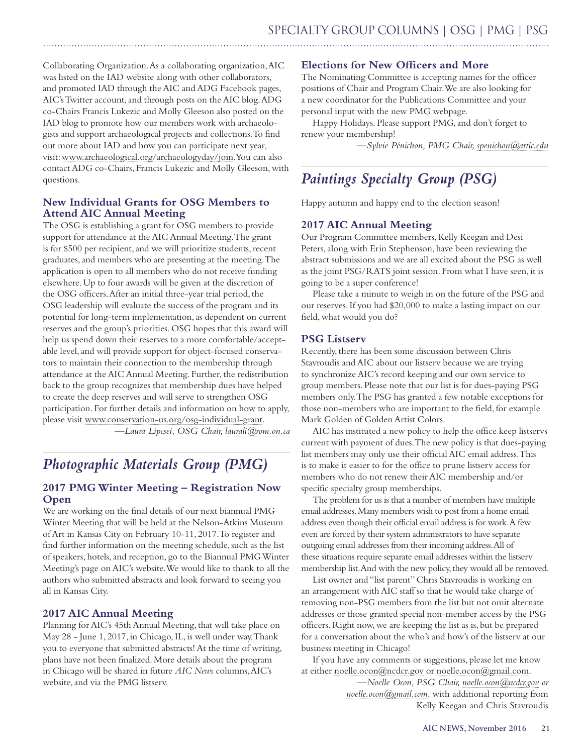Collaborating Organization. As a collaborating organization, AIC was listed on the IAD website along with other collaborators, and promoted IAD through the AIC and ADG Facebook pages, AIC's Twitter account, and through posts on the AIC blog. ADG co-Chairs Francis Lukezic and Molly Gleeson also posted on the IAD blog to promote how our members work with archaeologists and support archaeological projects and collections. To find out more about IAD and how you can participate next year, visit: www.archaeological.org/archaeologyday/join. You can also contact ADG co-Chairs, Francis Lukezic and Molly Gleeson, with questions.

### New Individual Grants for OSG Members to Attend AIC Annual Meeting

The OSG is establishing a grant for OSG members to provide support for attendance at the AIC Annual Meeting. The grant is for $500 per recipient, and we will prioritize students, recent graduates, and members who are presenting at the meeting. The application is open to all members who do not receive funding elsewhere. Up to four awards will be given at the discretion of the OSG officers. After an initial three-year trial period, the OSG leadership will evaluate the success of the program and its potential for long-term implementation, as dependent on current reserves and the group's priorities. OSG hopes that this award will help us spend down their reserves to a more comfortable/acceptable level, and will provide support for object-focused conservators to maintain their connection to the membership through attendance at the AIC Annual Meeting. Further, the redistribution back to the group recognizes that membership dues have helped to create the deep reserves and will serve to strengthen OSG participation. For further details and information on how to apply, please visit www.conservation-us.org/osg-individual-grant.

*—Laura Lipcsei, OSG Chair, laurali@rom.on.ca*

## *Photographic Materials Group (PMG)*

### 2017 PMG Winter Meeting – Registration Now Open

We are working on the final details of our next biannual PMG Winter Meeting that will be held at the Nelson-Atkins Museum of Art in Kansas City on February 10-11, 2017. To register and find further information on the meeting schedule, such as the list of speakers, hotels, and reception, go to the Biannual PMG Winter Meeting's page on AIC's website. We would like to thank to all the authors who submitted abstracts and look forward to seeing you all in Kansas City.

### 2017 AIC Annual Meeting

Planning for AIC's 45th Annual Meeting, that will take place on May 28 - June 1, 2017, in Chicago, IL, is well under way. Thank you to everyone that submitted abstracts! At the time of writing, plans have not been finalized. More details about the program in Chicago will be shared in future *AIC News* columns, AIC's website, and via the PMG listserv.

### Elections for New Officers and More

The Nominating Committee is accepting names for the officer positions of Chair and Program Chair. We are also looking for a new coordinator for the Publications Committee and your personal input with the new PMG webpage.

Happy Holidays. Please support PMG, and don't forget to renew your membership!

*—Sylvie Pénichon, PMG Chair, spenichon@artic.edu*

## *Paintings Specialty Group (PSG)*

Happy autumn and happy end to the election season!

### 2017 AIC Annual Meeting

Our Program Committee members, Kelly Keegan and Desi Peters, along with Erin Stephenson, have been reviewing the abstract submissions and we are all excited about the PSG as well as the joint PSG/RATS joint session. From what I have seen, it is going to be a super conference!

Please take a minute to weigh in on the future of the PSG and our reserves. If you had $20,000 to make a lasting impact on our field, what would you do?

### PSG Listserv

Recently, there has been some discussion between Chris Stavroudis and AIC about our listserv because we are trying to synchronize AIC's record keeping and our own service to group members. Please note that our list is for dues-paying PSG members only. The PSG has granted a few notable exceptions for those non-members who are important to the field, for example Mark Golden of Golden Artist Colors.

AIC has instituted a new policy to help the office keep listservs current with payment of dues. The new policy is that dues-paying list members may only use their official AIC email address. This is to make it easier to for the office to prune listserv access for members who do not renew their AIC membership and/or specific specialty group memberships.

The problem for us is that a number of members have multiple email addresses. Many members wish to post from a home email address even though their official email address is for work. A few even are forced by their system administrators to have separate outgoing email addresses from their incoming address. All of these situations require separate email addresses within the listserv membership list. And with the new policy, they would all be removed.

List owner and "list parent" Chris Stavroudis is working on an arrangement with AIC staff so that he would take charge of removing non-PSG members from the list but not omit alternate addresses or those granted special non-member access by the PSG officers. Right now, we are keeping the list as is, but be prepared for a conversation about the who's and how's of the listserv at our business meeting in Chicago!

If you have any comments or suggestions, please let me know at either noelle.ocon@ncdcr.gov or noelle.ocon@gmail.com.

*—Noelle Ocon, PSG Chair, noelle.ocon@ncdcr.gov or noelle.ocon@gmail.com,* with additional reporting from Kelly Keegan and Chris Stavroudis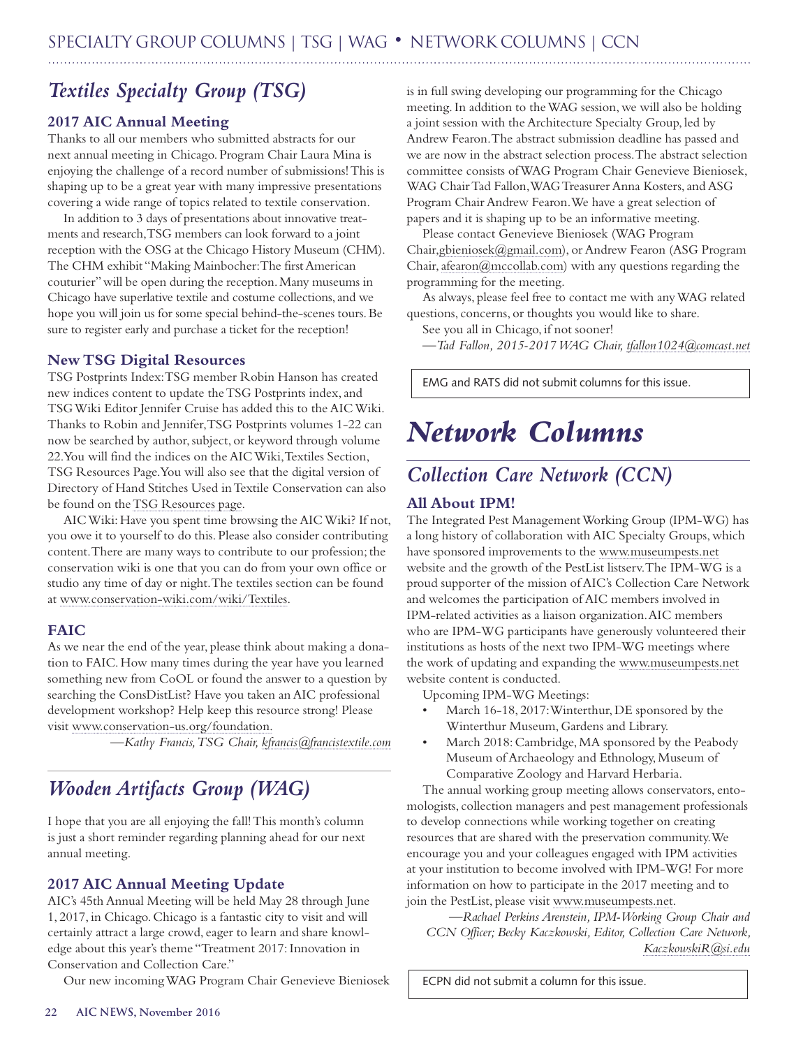## Textiles Specialty Group (TSG)

### 2017 AIC Annual Meeting

Thanks to all our members who submitted abstracts for our next annual meeting in Chicago. Program Chair Laura Mina is enjoying the challenge of a record number of submissions! This is shaping up to be a great year with many impressive presentations covering a wide range of topics related to textile conservation.

In addition to 3 days of presentations about innovative treatments and research, TSG members can look forward to a joint reception with the OSG at the Chicago History Museum (CHM). The CHM exhibit "Making Mainbocher: The first American couturier" will be open during the reception. Many museums in Chicago have superlative textile and costume collections, and we hope you will join us for some special behind-the-scenes tours. Be sure to register early and purchase a ticket for the reception!

### New TSG Digital Resources

TSG Postprints Index: TSG member Robin Hanson has created new indices content to update the TSG Postprints index, and TSG Wiki Editor Jennifer Cruise has added this to the AIC Wiki. Thanks to Robin and Jennifer, TSG Postprints volumes 1-22 can now be searched by author, subject, or keyword through volume 22. You will find the indices on the AIC Wiki, Textiles Section, TSG Resources Page. You will also see that the digital version of Directory of Hand Stitches Used in Textile Conservation can also be found on the TSG Resources page.

AIC Wiki: Have you spent time browsing the AIC Wiki? If not, you owe it to yourself to do this. Please also consider contributing content. There are many ways to contribute to our profession; the conservation wiki is one that you can do from your own office or studio any time of day or night. The textiles section can be found at www.conservation-wiki.com/wiki/Textiles.

### FAIC

As we near the end of the year, please think about making a donation to FAIC. How many times during the year have you learned something new from CoOL or found the answer to a question by searching the ConsDistList? Have you taken an AIC professional development workshop? Help keep this resource strong! Please visit www.conservation-us.org/foundation.

*—Kathy Francis, TSG Chair, kfrancis@francistextile.com*

## Wooden Artifacts Group (WAG)

I hope that you are all enjoying the fall! This month's column is just a short reminder regarding planning ahead for our next annual meeting.

### 2017 AIC Annual Meeting Update

AIC's 45th Annual Meeting will be held May 28 through June 1, 2017, in Chicago. Chicago is a fantastic city to visit and will certainly attract a large crowd, eager to learn and share knowledge about this year's theme "Treatment 2017: Innovation in Conservation and Collection Care."

Our new incoming WAG Program Chair Genevieve Bieniosek is in full swing developing our programming for the Chicago meeting. In addition to the WAG session, we will also be holding a joint session with the Architecture Specialty Group, led by Andrew Fearon. The abstract submission deadline has passed and we are now in the abstract selection process. The abstract selection committee consists of WAG Program Chair Genevieve Bieniosek, WAG Chair Tad Fallon, WAG Treasurer Anna Kosters, and ASG Program Chair Andrew Fearon. We have a great selection of papers and it is shaping up to be an informative meeting.

Please contact Genevieve Bieniosek (WAG Program Chair, gbieniosek@gmail.com), or Andrew Fearon (ASG Program Chair, afearon@mccollab.com) with any questions regarding the programming for the meeting.

As always, please feel free to contact me with any WAG related questions, concerns, or thoughts you would like to share.

See you all in Chicago, if not sooner!

*—Tad Fallon, 2015-2017 WAG Chair, tfallon1024@comcast.net*

EMG and RATS did not submit columns for this issue.

# Network Columns

## Collection Care Network (CCN)

### All About IPM!

The Integrated Pest Management Working Group (IPM-WG) has a long history of collaboration with AIC Specialty Groups, which have sponsored improvements to the www.museumpests.net website and the growth of the PestList listserv. The IPM-WG is a proud supporter of the mission of AIC's Collection Care Network and welcomes the participation of AIC members involved in IPM-related activities as a liaison organization. AIC members who are IPM-WG participants have generously volunteered their institutions as hosts of the next two IPM-WG meetings where the work of updating and expanding the www.museumpests.net website content is conducted.

Upcoming IPM-WG Meetings:

- March 16-18, 2017: Winterthur, DE sponsored by the Winterthur Museum, Gardens and Library.
- March 2018: Cambridge, MA sponsored by the Peabody Museum of Archaeology and Ethnology, Museum of Comparative Zoology and Harvard Herbaria.

The annual working group meeting allows conservators, entomologists, collection managers and pest management professionals to develop connections while working together on creating resources that are shared with the preservation community. We encourage you and your colleagues engaged with IPM activities at your institution to become involved with IPM-WG! For more information on how to participate in the 2017 meeting and to join the PestList, please visit www.museumpests.net.

*—Rachael Perkins Arenstein, IPM-Working Group Chair and CCN Officer; Becky Kaczkowski, Editor, Collection Care Network, KaczkowskiR@si.edu*

ECPN did not submit a column for this issue.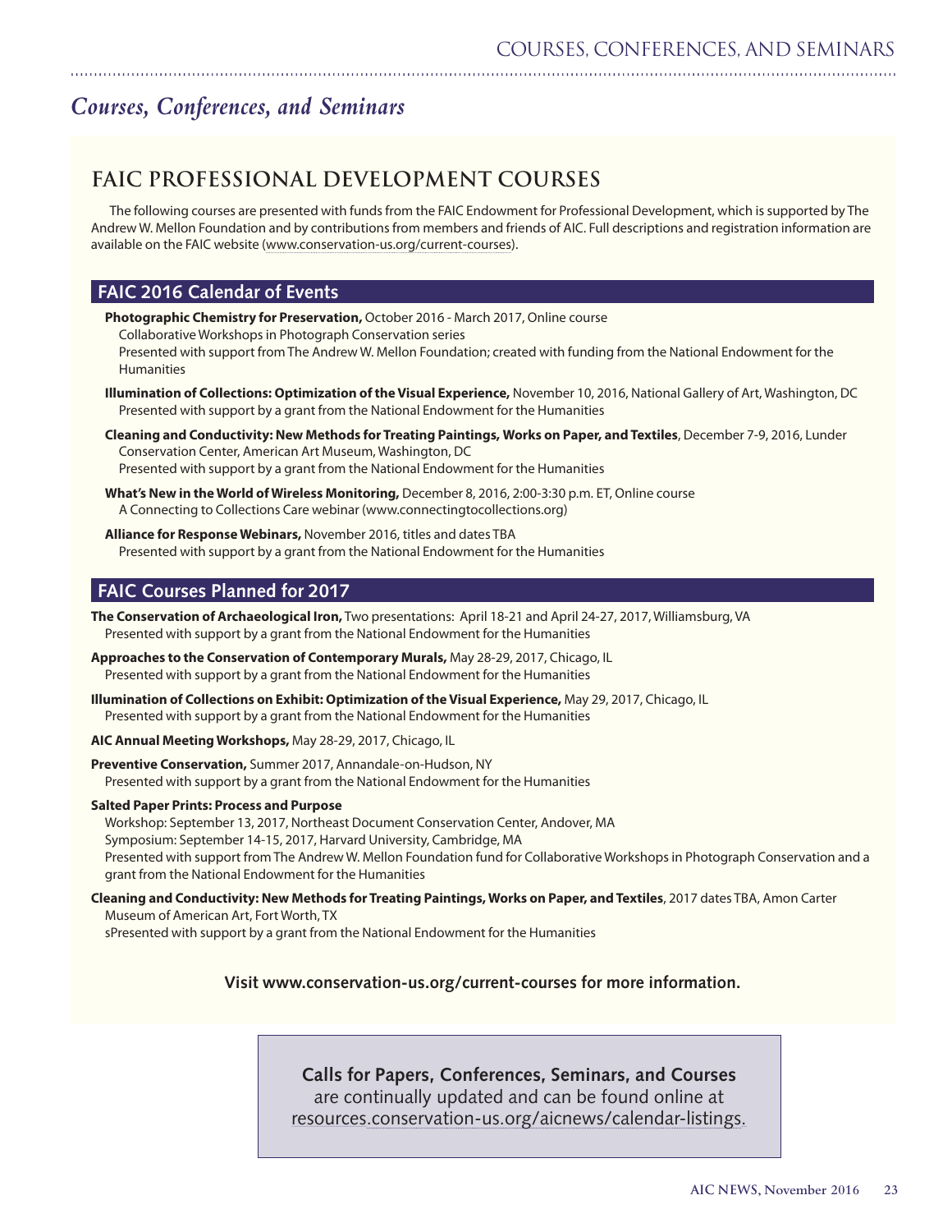# *Courses, Conferences, and Seminars*

## FAIC PROFESSIONAL DEVELOPMENT COURSES

The following courses are presented with funds from the FAIC Endowment for Professional Development, which is supported by The Andrew W. Mellon Foundation and by contributions from members and friends of AIC. Full descriptions and registration information are available on the FAIC website (www.conservation-us.org/current-courses).

### FAIC 2016 Calendar of Events

**Photographic Chemistry for Preservation,** October 2016 - March 2017, Online course
Collaborative Workshops in Photograph Conservation series
Presented with support from The Andrew W. Mellon Foundation; created with funding from the National Endowment for the Humanities

**Illumination of Collections: Optimization of the Visual Experience,** November 10, 2016, National Gallery of Art, Washington, DC
Presented with support by a grant from the National Endowment for the Humanities

**Cleaning and Conductivity: New Methods for Treating Paintings, Works on Paper, and Textiles**, December 7-9, 2016, Lunder Conservation Center, American Art Museum, Washington, DC
Presented with support by a grant from the National Endowment for the Humanities

**What's New in the World of Wireless Monitoring,** December 8, 2016, 2:00-3:30 p.m. ET, Online course
A Connecting to Collections Care webinar (www.connectingtocollections.org)

**Alliance for Response Webinars,** November 2016, titles and dates TBA
Presented with support by a grant from the National Endowment for the Humanities

### FAIC Courses Planned for 2017

**The Conservation of Archaeological Iron,** Two presentations: April 18-21 and April 24-27, 2017, Williamsburg, VA
Presented with support by a grant from the National Endowment for the Humanities

**Approaches to the Conservation of Contemporary Murals,** May 28-29, 2017, Chicago, IL
Presented with support by a grant from the National Endowment for the Humanities

**Illumination of Collections on Exhibit: Optimization of the Visual Experience,** May 29, 2017, Chicago, IL
Presented with support by a grant from the National Endowment for the Humanities

**AIC Annual Meeting Workshops,** May 28-29, 2017, Chicago, IL

**Preventive Conservation,** Summer 2017, Annandale-on-Hudson, NY
Presented with support by a grant from the National Endowment for the Humanities

**Salted Paper Prints: Process and Purpose**
Workshop: September 13, 2017, Northeast Document Conservation Center, Andover, MA
Symposium: September 14-15, 2017, Harvard University, Cambridge, MA
Presented with support from The Andrew W. Mellon Foundation fund for Collaborative Workshops in Photograph Conservation and a grant from the National Endowment for the Humanities

**Cleaning and Conductivity: New Methods for Treating Paintings, Works on Paper, and Textiles**, 2017 dates TBA, Amon Carter Museum of American Art, Fort Worth, TX
sPresented with support by a grant from the National Endowment for the Humanities

**Visit www.conservation-us.org/current-courses for more information.**

**Calls for Papers, Conferences, Seminars, and Courses** are continually updated and can be found online at resources.conservation-us.org/aicnews/calendar-listings.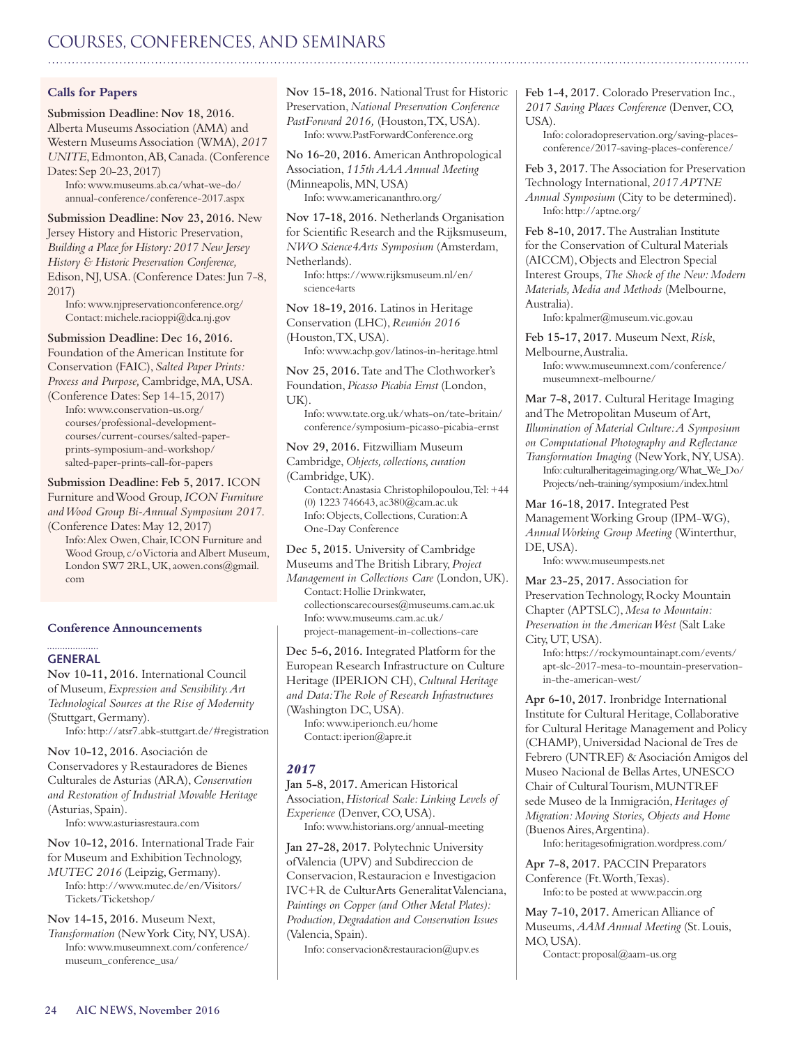# COURSES, CONFERENCES, AND SEMINARS

## Calls for Papers

**Submission Deadline: Nov 18, 2016.** Alberta Museums Association (AMA) and Western Museums Association (WMA), *2017 UNITE*, Edmonton, AB, Canada. (Conference Dates: Sep 20-23, 2017)
Info: www.museums.ab.ca/what-we-do/annual-conference/conference-2017.aspx

**Submission Deadline: Nov 23, 2016.** New Jersey History and Historic Preservation, *Building a Place for History: 2017 New Jersey History & Historic Preservation Conference,* Edison, NJ, USA. (Conference Dates: Jun 7-8, 2017)
Info: www.njpreservationconference.org/
Contact: michele.racioppi@dca.nj.gov

**Submission Deadline: Dec 16, 2016.** Foundation of the American Institute for Conservation (FAIC), *Salted Paper Prints: Process and Purpose,* Cambridge, MA, USA. (Conference Dates: Sep 14-15, 2017)
Info: www.conservation-us.org/courses/professional-development-courses/current-courses/salted-paper-prints-symposium-and-workshop/salted-paper-prints-call-for-papers

**Submission Deadline: Feb 5, 2017.** ICON Furniture and Wood Group, *ICON Furniture and Wood Group Bi-Annual Symposium 2017.* (Conference Dates: May 12, 2017)
Info: Alex Owen, Chair, ICON Furniture and Wood Group, c/o Victoria and Albert Museum, London SW7 2RL, UK, aowen.cons@gmail.com

## Conference Announcements

### GENERAL

**Nov 10-11, 2016.** International Council of Museum, *Expression and Sensibility. Art Technological Sources at the Rise of Modernity* (Stuttgart, Germany).
Info: http://atsr7.abk-stuttgart.de/#registration

**Nov 10-12, 2016.** Asociación de Conservadores y Restauradores de Bienes Culturales de Asturias (ARA), *Conservation and Restoration of Industrial Movable Heritage* (Asturias, Spain).
Info: www.asturiasrestaura.com

**Nov 10-12, 2016.** International Trade Fair for Museum and Exhibition Technology, *MUTEC 2016* (Leipzig, Germany).
Info: http://www.mutec.de/en/Visitors/Tickets/Ticketshop/

**Nov 14-15, 2016.** Museum Next, *Transformation* (New York City, NY, USA).
Info: www.museumnext.com/conference/museum_conference_usa/

**Nov 15-18, 2016.** National Trust for Historic Preservation, *National Preservation Conference PastForward 2016,* (Houston, TX, USA).
Info: www.PastForwardConference.org

**No 16-20, 2016.** American Anthropological Association, *115th AAA Annual Meeting* (Minneapolis, MN, USA)
Info: www.americananthro.org/

**Nov 17-18, 2016.** Netherlands Organisation for Scientific Research and the Rijksmuseum, *NWO Science4Arts Symposium* (Amsterdam, Netherlands).
Info: https://www.rijksmuseum.nl/en/science4arts

**Nov 18-19, 2016.** Latinos in Heritage Conservation (LHC), *Reunión 2016* (Houston, TX, USA).
Info: www.achp.gov/latinos-in-heritage.html

**Nov 25, 2016.** Tate and The Clothworker's Foundation, *Picasso Picabia Ernst* (London, UK).
Info: www.tate.org.uk/whats-on/tate-britain/conference/symposium-picasso-picabia-ernst

**Nov 29, 2016.** Fitzwilliam Museum Cambridge, *Objects, collections, curation* (Cambridge, UK).
Contact: Anastasia Christophilopoulou, Tel: +44 (0) 1223 746643, ac380@cam.ac.uk
Info: Objects, Collections, Curation: A One-Day Conference

**Dec 5, 2015.** University of Cambridge Museums and The British Library, *Project Management in Collections Care* (London, UK).
Contact: Hollie Drinkwater, collectionscarecourses@museums.cam.ac.uk
Info: www.museums.cam.ac.uk/project-management-in-collections-care

**Dec 5-6, 2016.** Integrated Platform for the European Research Infrastructure on Culture Heritage (IPERION CH), *Cultural Heritage and Data: The Role of Research Infrastructures* (Washington DC, USA).
Info: www.iperionch.eu/home
Contact: iperion@apre.it

### *2017*

**Jan 5-8, 2017.** American Historical Association, *Historical Scale: Linking Levels of Experience* (Denver, CO, USA).
Info: www.historians.org/annual-meeting

**Jan 27-28, 2017.** Polytechnic University of Valencia (UPV) and Subdireccion de Conservacion, Restauracion e Investigacion IVC+R de CulturArts Generalitat Valenciana, *Paintings on Copper (and Other Metal Plates): Production, Degradation and Conservation Issues* (Valencia, Spain).
Info: conservacion&restauracion@upv.es

**Feb 1-4, 2017.** Colorado Preservation Inc., *2017 Saving Places Conference* (Denver, CO, USA).
Info: coloradopreservation.org/saving-places-conference/2017-saving-places-conference/

**Feb 3, 2017.** The Association for Preservation Technology International, *2017 APTNE Annual Symposium* (City to be determined).
Info: http://aptne.org/

**Feb 8-10, 2017.** The Australian Institute for the Conservation of Cultural Materials (AICCM), Objects and Electron Special Interest Groups, *The Shock of the New: Modern Materials, Media and Methods* (Melbourne, Australia).
Info: kpalmer@museum.vic.gov.au

**Feb 15-17, 2017.** Museum Next, *Risk*, Melbourne, Australia.
Info: www.museumnext.com/conference/museumnext-melbourne/

**Mar 7-8, 2017.** Cultural Heritage Imaging and The Metropolitan Museum of Art, *Illumination of Material Culture: A Symposium on Computational Photography and Reflectance Transformation Imaging* (New York, NY, USA).
Info: culturalheritageimaging.org/What_We_Do/Projects/neh-training/symposium/index.html

**Mar 16-18, 2017.** Integrated Pest Management Working Group (IPM-WG), *Annual Working Group Meeting* (Winterthur, DE, USA).
Info: www.museumpests.net

**Mar 23-25, 2017.** Association for Preservation Technology, Rocky Mountain Chapter (APTSLC), *Mesa to Mountain: Preservation in the American West* (Salt Lake City, UT, USA).
Info: https://rockymountainapt.com/events/apt-slc-2017-mesa-to-mountain-preservation-in-the-american-west/

**Apr 6-10, 2017.** Ironbridge International Institute for Cultural Heritage, Collaborative for Cultural Heritage Management and Policy (CHAMP), Universidad Nacional de Tres de Febrero (UNTREF) & Asociación Amigos del Museo Nacional de Bellas Artes, UNESCO Chair of Cultural Tourism, MUNTREF sede Museo de la Inmigración, *Heritages of Migration: Moving Stories, Objects and Home* (Buenos Aires, Argentina).
Info: heritagesofmigration.wordpress.com/

**Apr 7-8, 2017.** PACCIN Preparators Conference (Ft. Worth, Texas).
Info: to be posted at www.paccin.org

**May 7-10, 2017.** American Alliance of Museums, *AAM Annual Meeting* (St. Louis, MO, USA).
Contact: proposal@aam-us.org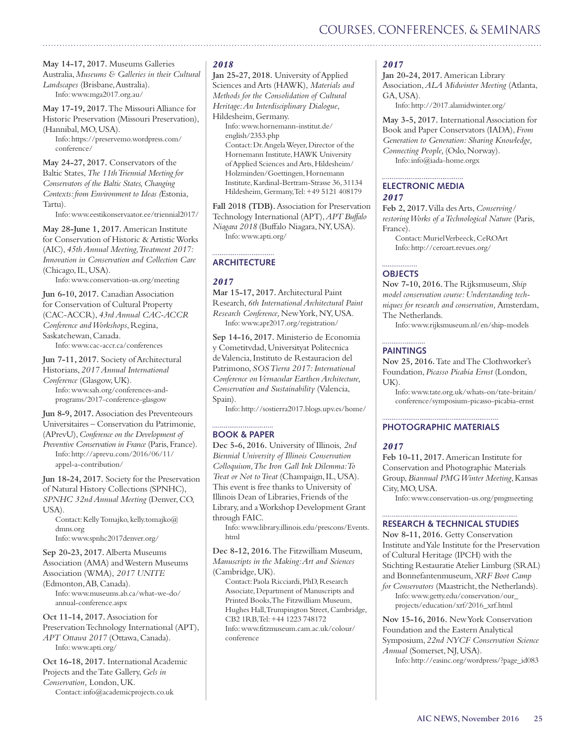**May 14-17, 2017.** Museums Galleries Australia, *Museums & Galleries in their Cultural Landscapes* (Brisbane, Australia).
Info: www.mga2017.org.au/

**May 17-19, 2017.** The Missouri Alliance for Historic Preservation (Missouri Preservation), (Hannibal, MO, USA).
Info: https://preservemo.wordpress.com/conference/

**May 24-27, 2017.** Conservators of the Baltic States, *The 11th Triennial Meeting for Conservators of the Baltic States, Changing Contexts: from Environment to Ideas (*Estonia, Tartu).
Info: www.eestikonservaator.ee/triennial2017/

**May 28-June 1, 2017.** American Institute for Conservation of Historic & Artistic Works (AIC), *45th Annual Meeting, Treatment 2017: Innovation in Conservation and Collection Care* (Chicago, IL, USA).
Info: www.conservation-us.org/meeting

**Jun 6-10, 2017.** Canadian Association for Conservation of Cultural Property (CAC-ACCR), *43rd Annual CAC-ACCR Conference and Workshops*, Regina, Saskatchewan, Canada.
Info: www.cac-accr.ca/conferences

**Jun 7-11, 2017.** Society of Architectural Historians, *2017 Annual International Conference* (Glasgow, UK).
Info: www.sah.org/conferences-and-programs/2017-conference-glasgow

**Jun 8-9, 2017.** Association des Preventeours Universitaires – Conservation du Patrimonie, (APrevU), *Conference on the Development of Preventive Conservation in France* (Paris, France).
Info: http://aprevu.com/2016/06/11/appel-a-contribution/

**Jun 18-24, 2017.** Society for the Preservation of Natural History Collections (SPNHC), *SPNHC 32nd Annual Meeting* (Denver, CO, USA).
Contact: Kelly Tomajko, kelly.tomajko@dmns.org
Info: www.spnhc2017denver.org/

**Sep 20-23, 2017.** Alberta Museums Association (AMA) and Western Museums Association (WMA), *2017 UNITE* (Edmonton, AB, Canada).
Info: www.museums.ab.ca/what-we-do/annual-conference.aspx

**Oct 11-14, 2017.** Association for Preservation Technology International (APT), *APT Ottawa 2017* (Ottawa, Canada).
Info: www.apti.org/

**Oct 16-18, 2017.** International Academic Projects and the Tate Gallery, *Gels in Conservation,* London, UK.
Contact: info@academicprojects.co.uk

### *2018*

**Jan 25-27, 2018.** University of Applied Sciences and Arts (HAWK), *Materials and Methods for the Consolidation of Cultural Heritage: An Interdisciplinary Dialogue*, Hildesheim, Germany.
Info: www.hornemann-institut.de/english/2353.php
Contact: Dr. Angela Weyer, Director of the Hornemann Institute, HAWK University of Applied Sciences and Arts, Hildesheim/Holzminden/Goettingen, Hornemann Institute, Kardinal-Bertram-Strasse 36, 31134 Hildesheim, Germany, Tel: +49 5121 408179

**Fall 2018 (TDB).** Association for Preservation Technology International (APT), *APT Buffalo Niagara 2018* (Buffalo Niagara, NY, USA).
Info: www.apti.org/

## ARCHITECTURE

### *2017*

**Mar 15-17, 2017.** Architectural Paint Research, *6th International Architectural Paint Research Conference,* New York, NY, USA.
Info: www.apr2017.org/registration/

**Sep 14-16, 2017.** Ministerio de Economia y Cometitvdad, Universityat Politecnica de Valencia, Instituto de Restauracion del Patrimono, *SOS Tierra 2017: International Conference on Vernacular Earthen Architecture, Conservation and Sustainability* (Valencia, Spain).
Info: http://sostierra2017.blogs.upv.es/home/

## BOOK & PAPER

**Dec 5-6, 2016.** University of Illinois, *2nd Biennial University of Illinois Conservation Colloquium, The Iron Gall Ink Dilemma: To Treat or Not to Treat* (Champaign, IL, USA). This event is free thanks to University of Illinois Dean of Libraries, Friends of the Library, and a Workshop Development Grant through FAIC.
Info: www.library.illinois.edu/prescons/Events.html

**Dec 8-12, 2016.** The Fitzwilliam Museum, *Manuscripts in the Making: Art and Sciences* (Cambridge, UK).
Contact: Paola Ricciardi, PhD, Research Associate, Department of Manuscripts and Printed Books, The Fitzwilliam Museum, Hughes Hall, Trumpington Street, Cambridge, CB2 1RB, Tel: +44 1223 748172
Info: www.fitzmuseum.cam.ac.uk/colour/conference

### *2017*

**Jan 20-24, 2017.** American Library Association, *ALA Midwinter Meeting* (Atlanta, GA, USA).
Info: http://2017.alamidwinter.org/

**May 3-5, 2017.** International Association for Book and Paper Conservators (IADA), *From Generation to Generation: Sharing Knowledge, Connecting People,* (Oslo, Norway).
Info: info@iada-home.orgx

## ELECTRONIC MEDIA

### *2017*

**Feb 2, 2017.** Villa des Arts, *Conserving/restoring Works of a Technological Nature* (Paris, France).
Contact: Muriel Verbeeck, CeROArt
Info: http://ceroart.revues.org/

## OBJECTS

**Nov 7-10, 2016.** The Rijksmuseum, *Ship model conservation course: Understanding techniques for research and conservation,* Amsterdam, The Netherlands.
Info: www.rijksmuseum.nl/en/ship-models

## PAINTINGS

**Nov 25, 2016.** Tate and The Clothworker's Foundation, *Picasso Picabia Ernst* (London, UK).
Info: www.tate.org.uk/whats-on/tate-britain/conference/symposium-picasso-picabia-ernst

## PHOTOGRAPHIC MATERIALS

### *2017*

**Feb 10-11, 2017.** American Institute for Conservation and Photographic Materials Group, *Biannual PMG Winter Meeting*, Kansas City, MO, USA.
Info: www.conservation-us.org/pmgmeeting

## RESEARCH & TECHNICAL STUDIES

**Nov 8-11, 2016.** Getty Conservation Institute and Yale Institute for the Preservation of Cultural Heritage (IPCH) with the Stichting Restauratie Atelier Limburg (SRAL) and Bonnefantenmuseum, *XRF Boot Camp for Conservators* (Maastricht, the Netherlands).
Info: www.getty.edu/conservation/our_projects/education/xrf/2016_xrf.html

**Nov 15-16, 2016.** New York Conservation Foundation and the Eastern Analytical Symposium, *22nd NYCF Conservation Science Annual* (Somerset, NJ, USA).
Info: http://easinc.org/wordpress/?page_id083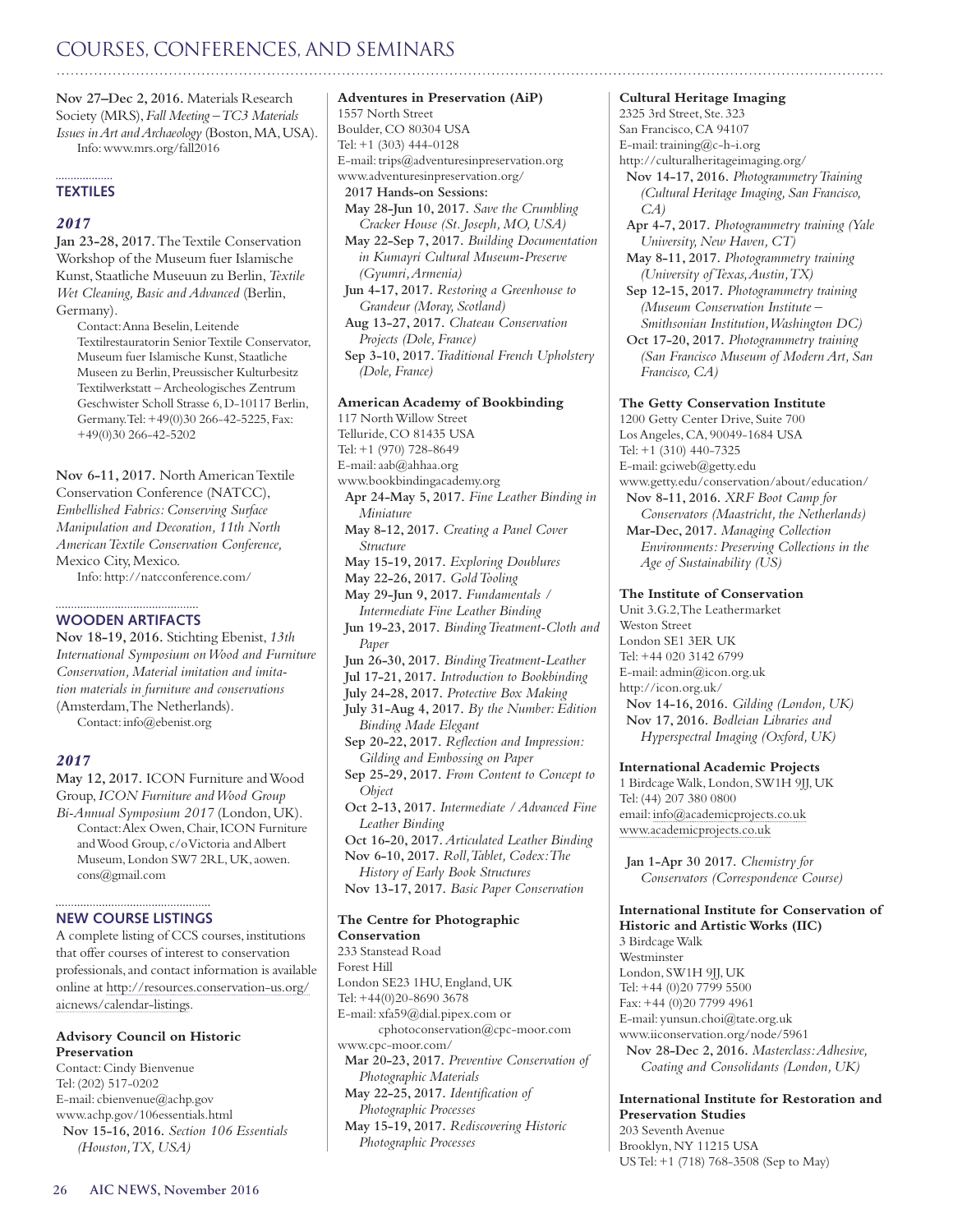**Nov 27–Dec 2, 2016.** Materials Research Society (MRS), *Fall Meeting – TC3 Materials Issues in Art and Archaeology* (Boston, MA, USA). Info: www.mrs.org/fall2016

## TEXTILES

### *2017*

**Jan 23-28, 2017.** The Textile Conservation Workshop of the Museum fuer Islamische Kunst, Staatliche Museuun zu Berlin, *Textile Wet Cleaning, Basic and Advanced* (Berlin, Germany).

Contact: Anna Beselin, Leitende Textilrestauratorin Senior Textile Conservator, Museum fuer Islamische Kunst, Staatliche Museen zu Berlin, Preussischer Kulturbesitz Textilwerkstatt – Archeologisches Zentrum Geschwister Scholl Strasse 6, D-10117 Berlin, Germany. Tel: +49(0)30 266-42-5225, Fax: +49(0)30 266-42-5202

**Nov 6-11, 2017.** North American Textile Conservation Conference (NATCC), *Embellished Fabrics: Conserving Surface Manipulation and Decoration, 11th North American Textile Conservation Conference,* Mexico City, Mexico.

Info: http://natcconference.com/

## WOODEN ARTIFACTS

**Nov 18-19, 2016.** Stichting Ebenist, *13th International Symposium on Wood and Furniture Conservation, Material imitation and imitation materials in furniture and conservations* (Amsterdam, The Netherlands).

Contact: info@ebenist.org

### *2017*

**May 12, 2017.** ICON Furniture and Wood Group, *ICON Furniture and Wood Group Bi-Annual Symposium 2017* (London, UK).

Contact: Alex Owen, Chair, ICON Furniture and Wood Group, c/o Victoria and Albert Museum, London SW7 2RL, UK, aowen.cons@gmail.com

## NEW COURSE LISTINGS

A complete listing of CCS courses, institutions that offer courses of interest to conservation professionals, and contact information is available online at http://resources.conservation-us.org/aicnews/calendar-listings.

**Advisory Council on Historic Preservation**
Contact: Cindy Bienvenue
Tel: (202) 517-0202
E-mail: cbienvenue@achp.gov
www.achp.gov/106essentials.html

- **Nov 15-16, 2016.** *Section 106 Essentials (Houston, TX, USA)*

**Adventures in Preservation (AiP)**
1557 North Street
Boulder, CO 80304 USA
Tel: +1 (303) 444-0128
E-mail: trips@adventuresinpreservation.org
www.adventuresinpreservation.org/

**2017 Hands-on Sessions:**

- **May 28-Jun 10, 2017.** *Save the Crumbling Cracker House (St. Joseph, MO, USA)*
- **May 22-Sep 7, 2017.** *Building Documentation in Kumayri Cultural Museum-Preserve (Gyumri, Armenia)*
- **Jun 4-17, 2017.** *Restoring a Greenhouse to Grandeur (Moray, Scotland)*
- **Aug 13-27, 2017.** *Chateau Conservation Projects (Dole, France)*
- **Sep 3-10, 2017.** *Traditional French Upholstery (Dole, France)*

**American Academy of Bookbinding**
117 North Willow Street
Telluride, CO 81435 USA
Tel: +1 (970) 728-8649
E-mail: aab@ahhaa.org
www.bookbindingacademy.org

- **Apr 24-May 5, 2017.** *Fine Leather Binding in Miniature*
- **May 8-12, 2017.** *Creating a Panel Cover Structure*
- **May 15-19, 2017.** *Exploring Doublures*
- **May 22-26, 2017.** *Gold Tooling*
- **May 29-Jun 9, 2017.** *Fundamentals / Intermediate Fine Leather Binding*
- **Jun 19-23, 2017.** *Binding Treatment-Cloth and Paper*
- **Jun 26-30, 2017.** *Binding Treatment-Leather*
- **Jul 17-21, 2017.** *Introduction to Bookbinding*
- **July 24-28, 2017.** *Protective Box Making*
- **July 31-Aug 4, 2017.** *By the Number: Edition Binding Made Elegant*
- **Sep 20-22, 2017.** *Reflection and Impression: Gilding and Embossing on Paper*
- **Sep 25-29, 2017.** *From Content to Concept to Object*
- **Oct 2-13, 2017.** *Intermediate / Advanced Fine Leather Binding*
- **Oct 16-20, 2017.** *Articulated Leather Binding*
- **Nov 6-10, 2017.** *Roll, Tablet, Codex: The History of Early Book Structures*
- **Nov 13-17, 2017.** *Basic Paper Conservation*

**The Centre for Photographic Conservation**
233 Stanstead Road
Forest Hill
London SE23 1HU, England, UK
Tel: +44(0)20-8690 3678
E-mail: xfa59@dial.pipex.com or cphotoconservation@cpc-moor.com
www.cpc-moor.com/

- **Mar 20-23, 2017.** *Preventive Conservation of Photographic Materials*
- **May 22-25, 2017.** *Identification of Photographic Processes*
- **May 15-19, 2017.** *Rediscovering Historic Photographic Processes*

**Cultural Heritage Imaging**
2325 3rd Street, Ste. 323
San Francisco, CA 94107
E-mail: training@c-h-i.org
http://culturalheritageimaging.org/

- **Nov 14-17, 2016.** *Photogrammetry Training (Cultural Heritage Imaging, San Francisco, CA)*
- **Apr 4-7, 2017.** *Photogrammetry training (Yale University, New Haven, CT)*
- **May 8-11, 2017.** *Photogrammetry training (University of Texas, Austin, TX)*
- **Sep 12-15, 2017.** *Photogrammetry training (Museum Conservation Institute – Smithsonian Institution, Washington DC)*
- **Oct 17-20, 2017.** *Photogrammetry training (San Francisco Museum of Modern Art, San Francisco, CA)*

**The Getty Conservation Institute**
1200 Getty Center Drive, Suite 700
Los Angeles, CA, 90049-1684 USA
Tel: +1 (310) 440-7325
E-mail: gciweb@getty.edu
www.getty.edu/conservation/about/education/

- **Nov 8-11, 2016.** *XRF Boot Camp for Conservators (Maastricht, the Netherlands)*
- **Mar-Dec, 2017.** *Managing Collection Environments: Preserving Collections in the Age of Sustainability (US)*

**The Institute of Conservation**
Unit 3.G.2, The Leathermarket
Weston Street
London SE1 3ER UK
Tel: +44 020 3142 6799
E-mail: admin@icon.org.uk
http://icon.org.uk/

- **Nov 14-16, 2016.** *Gilding (London, UK)*
- **Nov 17, 2016.** *Bodleian Libraries and Hyperspectral Imaging (Oxford, UK)*

**International Academic Projects**
1 Birdcage Walk, London, SW1H 9JJ, UK
Tel: (44) 207 380 0800
email: info@academicprojects.co.uk
www.academicprojects.co.uk

- **Jan 1-Apr 30 2017.** *Chemistry for Conservators (Correspondence Course)*

**International Institute for Conservation of Historic and Artistic Works (IIC)**
3 Birdcage Walk
Westminster
London, SW1H 9JJ, UK
Tel: +44 (0)20 7799 5500
Fax: +44 (0)20 7799 4961
E-mail: yunsun.choi@tate.org.uk
www.iiconservation.org/node/5961

- **Nov 28-Dec 2, 2016.** *Masterclass: Adhesive, Coating and Consolidants (London, UK)*

**International Institute for Restoration and Preservation Studies**
203 Seventh Avenue
Brooklyn, NY 11215 USA
US Tel: +1 (718) 768-3508 (Sep to May)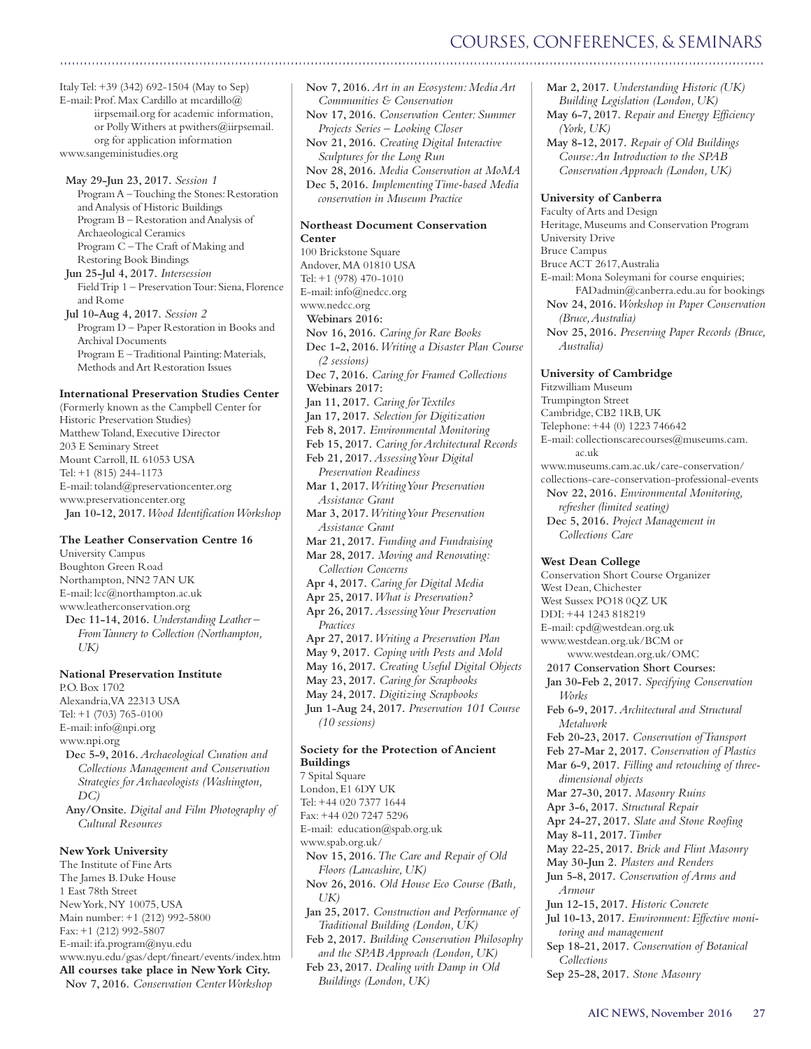Italy Tel: +39 (342) 692-1504 (May to Sep)
E-mail: Prof. Max Cardillo at mcardillo@iirpsemail.org for academic information, or Polly Withers at pwithers@iirpsemail.org for application information
www.sangeministudies.org

**May 29-Jun 23, 2017.** *Session 1*
Program A – Touching the Stones: Restoration and Analysis of Historic Buildings
Program B – Restoration and Analysis of Archaeological Ceramics
Program C – The Craft of Making and Restoring Book Bindings

**Jun 25-Jul 4, 2017.** *Intersession*
Field Trip 1 – Preservation Tour: Siena, Florence and Rome

**Jul 10-Aug 4, 2017.** *Session 2*
Program D – Paper Restoration in Books and Archival Documents
Program E – Traditional Painting: Materials, Methods and Art Restoration Issues

**International Preservation Studies Center**
(Formerly known as the Campbell Center for Historic Preservation Studies)
Matthew Toland, Executive Director
203 E Seminary Street
Mount Carroll, IL 61053 USA
Tel: +1 (815) 244-1173
E-mail: toland@preservationcenter.org
www.preservationcenter.org

**Jan 10-12, 2017.** *Wood Identification Workshop*

**The Leather Conservation Centre 16**
University Campus
Boughton Green Road
Northampton, NN2 7AN UK
E-mail: lcc@northampton.ac.uk
www.leatherconservation.org

**Dec 11-14, 2016.** *Understanding Leather – From Tannery to Collection (Northampton, UK)*

**National Preservation Institute**
P.O. Box 1702
Alexandria, VA 22313 USA
Tel: +1 (703) 765-0100
E-mail: info@npi.org
www.npi.org

**Dec 5-9, 2016.** *Archaeological Curation and Collections Management and Conservation Strategies for Archaeologists (Washington, DC)*

**Any/Onsite.** *Digital and Film Photography of Cultural Resources*

**New York University**
The Institute of Fine Arts
The James B. Duke House
1 East 78th Street
New York, NY 10075, USA
Main number: +1 (212) 992-5800
Fax: +1 (212) 992-5807
E-mail: ifa.program@nyu.edu
www.nyu.edu/gsas/dept/fineart/events/index.htm

**All courses take place in New York City.**

**Nov 7, 2016.** *Conservation Center Workshop*

**Nov 7, 2016.** *Art in an Ecosystem: Media Art Communities & Conservation*

**Nov 17, 2016.** *Conservation Center: Summer Projects Series – Looking Closer*

**Nov 21, 2016.** *Creating Digital Interactive Sculptures for the Long Run*

**Nov 28, 2016.** *Media Conservation at MoMA*

**Dec 5, 2016.** *Implementing Time-based Media conservation in Museum Practice*

**Northeast Document Conservation Center**
100 Brickstone Square
Andover, MA 01810 USA
Tel: +1 (978) 470-1010
E-mail: info@nedcc.org
www.nedcc.org

**Webinars 2016:**

**Nov 16, 2016.** *Caring for Rare Books*

**Dec 1-2, 2016.** *Writing a Disaster Plan Course (2 sessions)*

**Dec 7, 2016.** *Caring for Framed Collections*

**Webinars 2017:**

**Jan 11, 2017.** *Caring for Textiles*

**Jan 17, 2017.** *Selection for Digitization*

**Feb 8, 2017.** *Environmental Monitoring*

**Feb 15, 2017.** *Caring for Architectural Records*

**Feb 21, 2017.** *Assessing Your Digital Preservation Readiness*

**Mar 1, 2017.** *Writing Your Preservation Assistance Grant*

**Mar 3, 2017.** *Writing Your Preservation Assistance Grant*

**Mar 21, 2017.** *Funding and Fundraising*

**Mar 28, 2017.** *Moving and Renovating: Collection Concerns*

**Apr 4, 2017.** *Caring for Digital Media*

**Apr 25, 2017.** *What is Preservation?*

**Apr 26, 2017.** *Assessing Your Preservation Practices*

**Apr 27, 2017.** *Writing a Preservation Plan*

**May 9, 2017.** *Coping with Pests and Mold*

**May 16, 2017.** *Creating Useful Digital Objects*

**May 23, 2017.** *Caring for Scrapbooks*

**May 24, 2017.** *Digitizing Scrapbooks*

**Jun 1-Aug 24, 2017.** *Preservation 101 Course (10 sessions)*

**Society for the Protection of Ancient Buildings**
7 Spital Square
London, E1 6DY UK
Tel: +44 020 7377 1644
Fax: +44 020 7247 5296
E-mail: education@spab.org.uk
www.spab.org.uk/

**Nov 15, 2016.** *The Care and Repair of Old Floors (Lancashire, UK)*

**Nov 26, 2016.** *Old House Eco Course (Bath, UK)*

**Jan 25, 2017.** *Construction and Performance of Traditional Building (London, UK)*

**Feb 2, 2017.** *Building Conservation Philosophy and the SPAB Approach (London, UK)*

**Feb 23, 2017.** *Dealing with Damp in Old Buildings (London, UK)*

**Mar 2, 2017.** *Understanding Historic (UK) Building Legislation (London, UK)*

**May 6-7, 2017.** *Repair and Energy Efficiency (York, UK)*

**May 8-12, 2017.** *Repair of Old Buildings Course: An Introduction to the SPAB Conservation Approach (London, UK)*

**University of Canberra**
Faculty of Arts and Design
Heritage, Museums and Conservation Program
University Drive
Bruce Campus
Bruce ACT 2617, Australia
E-mail: Mona Soleymani for course enquiries; FADadmin@canberra.edu.au for bookings

**Nov 24, 2016.** *Workshop in Paper Conservation (Bruce, Australia)*

**Nov 25, 2016.** *Preserving Paper Records (Bruce, Australia)*

**University of Cambridge**
Fitzwilliam Museum
Trumpington Street
Cambridge, CB2 1RB, UK
Telephone: +44 (0) 1223 746642
E-mail: collectionscarecourses@museums.cam.ac.uk
www.museums.cam.ac.uk/care-conservation/collections-care-conservation-professional-events

**Nov 22, 2016.** *Environmental Monitoring, refresher (limited seating)*

**Dec 5, 2016.** *Project Management in Collections Care*

**West Dean College**
Conservation Short Course Organizer
West Dean, Chichester
West Sussex PO18 0QZ UK
DDI: +44 1243 818219
E-mail: cpd@westdean.org.uk
www.westdean.org.uk/BCM or www.westdean.org.uk/OMC

**2017 Conservation Short Courses:**

**Jan 30-Feb 2, 2017.** *Specifying Conservation Works*

**Feb 6-9, 2017.** *Architectural and Structural Metalwork*

**Feb 20-23, 2017.** *Conservation of Transport*

**Feb 27-Mar 2, 2017.** *Conservation of Plastics*

**Mar 6-9, 2017.** *Filling and retouching of three-dimensional objects*

**Mar 27-30, 2017.** *Masonry Ruins*

**Apr 3-6, 2017.** *Structural Repair*

**Apr 24-27, 2017.** *Slate and Stone Roofing*

**May 8-11, 2017.** *Timber*

**May 22-25, 2017.** *Brick and Flint Masonry*

**May 30-Jun 2.** *Plasters and Renders*

**Jun 5-8, 2017.** *Conservation of Arms and Armour*

**Jun 12-15, 2017.** *Historic Concrete*

**Jul 10-13, 2017.** *Environment: Effective monitoring and management*

**Sep 18-21, 2017.** *Conservation of Botanical Collections*

**Sep 25-28, 2017.** *Stone Masonry*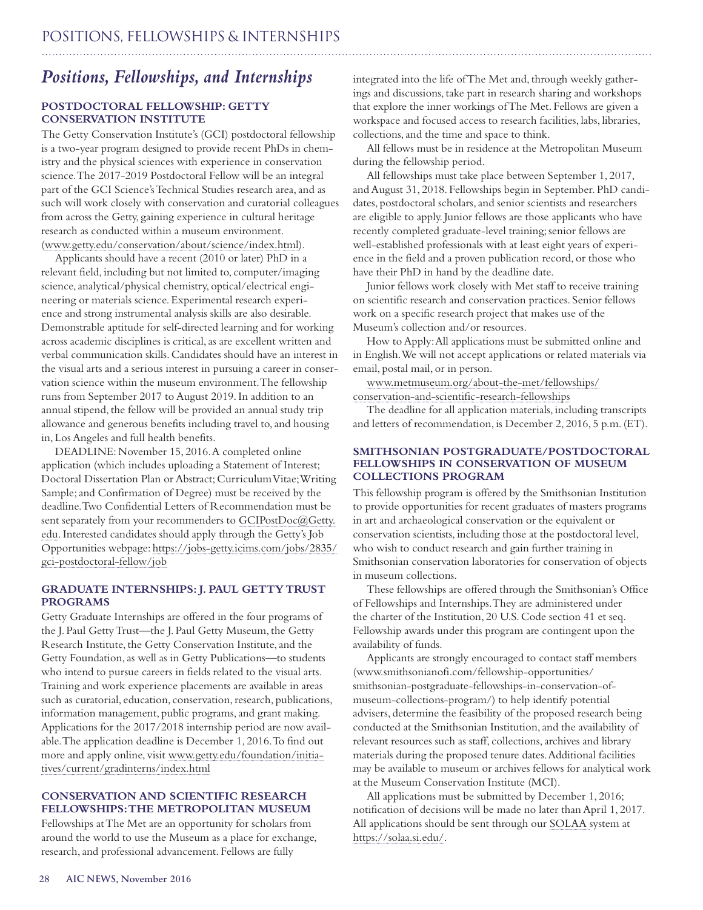# *Positions, Fellowships, and Internships*

### POSTDOCTORAL FELLOWSHIP: GETTY CONSERVATION INSTITUTE

The Getty Conservation Institute's (GCI) postdoctoral fellowship is a two-year program designed to provide recent PhDs in chemistry and the physical sciences with experience in conservation science. The 2017-2019 Postdoctoral Fellow will be an integral part of the GCI Science's Technical Studies research area, and as such will work closely with conservation and curatorial colleagues from across the Getty, gaining experience in cultural heritage research as conducted within a museum environment. (www.getty.edu/conservation/about/science/index.html).

Applicants should have a recent (2010 or later) PhD in a relevant field, including but not limited to, computer/imaging science, analytical/physical chemistry, optical/electrical engineering or materials science. Experimental research experience and strong instrumental analysis skills are also desirable. Demonstrable aptitude for self-directed learning and for working across academic disciplines is critical, as are excellent written and verbal communication skills. Candidates should have an interest in the visual arts and a serious interest in pursuing a career in conservation science within the museum environment. The fellowship runs from September 2017 to August 2019. In addition to an annual stipend, the fellow will be provided an annual study trip allowance and generous benefits including travel to, and housing in, Los Angeles and full health benefits.

DEADLINE: November 15, 2016. A completed online application (which includes uploading a Statement of Interest; Doctoral Dissertation Plan or Abstract; Curriculum Vitae; Writing Sample; and Confirmation of Degree) must be received by the deadline. Two Confidential Letters of Recommendation must be sent separately from your recommenders to GCIPostDoc@Getty.edu. Interested candidates should apply through the Getty's Job Opportunities webpage: https://jobs-getty.icims.com/jobs/2835/gci-postdoctoral-fellow/job

### GRADUATE INTERNSHIPS: J. PAUL GETTY TRUST PROGRAMS

Getty Graduate Internships are offered in the four programs of the J. Paul Getty Trust—the J. Paul Getty Museum, the Getty Research Institute, the Getty Conservation Institute, and the Getty Foundation, as well as in Getty Publications—to students who intend to pursue careers in fields related to the visual arts. Training and work experience placements are available in areas such as curatorial, education, conservation, research, publications, information management, public programs, and grant making. Applications for the 2017/2018 internship period are now available. The application deadline is December 1, 2016. To find out more and apply online, visit www.getty.edu/foundation/initiatives/current/gradinterns/index.html

### CONSERVATION AND SCIENTIFIC RESEARCH FELLOWSHIPS: THE METROPOLITAN MUSEUM

Fellowships at The Met are an opportunity for scholars from around the world to use the Museum as a place for exchange, research, and professional advancement. Fellows are fully integrated into the life of The Met and, through weekly gatherings and discussions, take part in research sharing and workshops that explore the inner workings of The Met. Fellows are given a workspace and focused access to research facilities, labs, libraries, collections, and the time and space to think.

All fellows must be in residence at the Metropolitan Museum during the fellowship period.

All fellowships must take place between September 1, 2017, and August 31, 2018. Fellowships begin in September. PhD candidates, postdoctoral scholars, and senior scientists and researchers are eligible to apply. Junior fellows are those applicants who have recently completed graduate-level training; senior fellows are well-established professionals with at least eight years of experience in the field and a proven publication record, or those who have their PhD in hand by the deadline date.

Junior fellows work closely with Met staff to receive training on scientific research and conservation practices. Senior fellows work on a specific research project that makes use of the Museum's collection and/or resources.

How to Apply: All applications must be submitted online and in English. We will not accept applications or related materials via email, postal mail, or in person.

www.metmuseum.org/about-the-met/fellowships/conservation-and-scientific-research-fellowships

The deadline for all application materials, including transcripts and letters of recommendation, is December 2, 2016, 5 p.m. (ET).

### SMITHSONIAN POSTGRADUATE/POSTDOCTORAL FELLOWSHIPS IN CONSERVATION OF MUSEUM COLLECTIONS PROGRAM

This fellowship program is offered by the Smithsonian Institution to provide opportunities for recent graduates of masters programs in art and archaeological conservation or the equivalent or conservation scientists, including those at the postdoctoral level, who wish to conduct research and gain further training in Smithsonian conservation laboratories for conservation of objects in museum collections.

These fellowships are offered through the Smithsonian's Office of Fellowships and Internships. They are administered under the charter of the Institution, 20 U.S. Code section 41 et seq. Fellowship awards under this program are contingent upon the availability of funds.

Applicants are strongly encouraged to contact staff members (www.smithsonianofi.com/fellowship-opportunities/smithsonian-postgraduate-fellowships-in-conservation-of-museum-collections-program/) to help identify potential advisers, determine the feasibility of the proposed research being conducted at the Smithsonian Institution, and the availability of relevant resources such as staff, collections, archives and library materials during the proposed tenure dates. Additional facilities may be available to museum or archives fellows for analytical work at the Museum Conservation Institute (MCI).

All applications must be submitted by December 1, 2016; notification of decisions will be made no later than April 1, 2017. All applications should be sent through our SOLAA system at https://solaa.si.edu/.